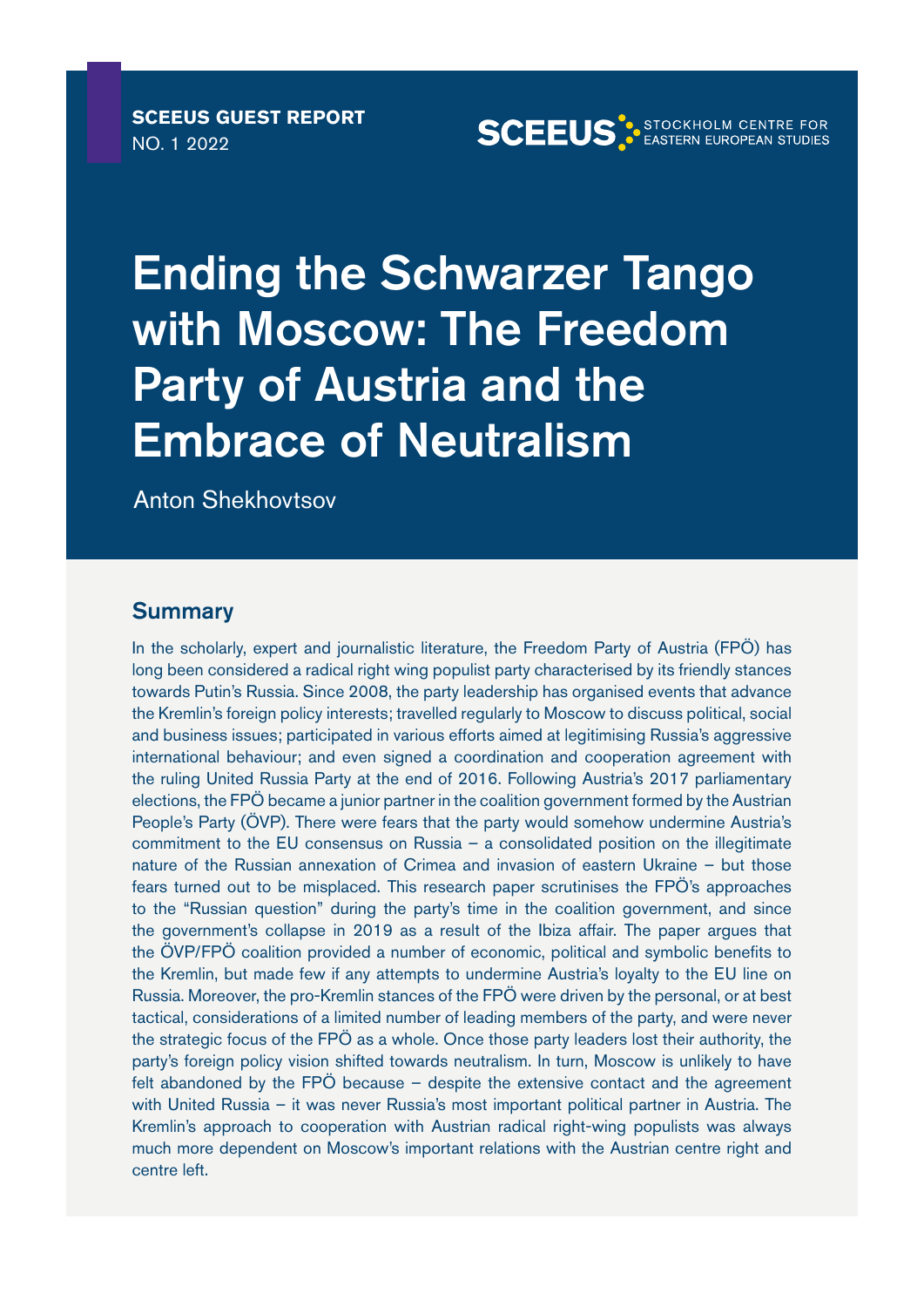**SCEEUS GUEST REPORT**
NO. 1 2022

SCEEUS STOCKHOLM CENTRE FOR EASTERN EUROPEAN STUDIES

# Ending the Schwarzer Tango with Moscow: The Freedom Party of Austria and the Embrace of Neutralism

Anton Shekhovtsov

## Summary

In the scholarly, expert and journalistic literature, the Freedom Party of Austria (FPÖ) has long been considered a radical right wing populist party characterised by its friendly stances towards Putin's Russia. Since 2008, the party leadership has organised events that advance the Kremlin's foreign policy interests; travelled regularly to Moscow to discuss political, social and business issues; participated in various efforts aimed at legitimising Russia's aggressive international behaviour; and even signed a coordination and cooperation agreement with the ruling United Russia Party at the end of 2016. Following Austria's 2017 parliamentary elections, the FPÖ became a junior partner in the coalition government formed by the Austrian People's Party (ÖVP). There were fears that the party would somehow undermine Austria's commitment to the EU consensus on Russia – a consolidated position on the illegitimate nature of the Russian annexation of Crimea and invasion of eastern Ukraine – but those fears turned out to be misplaced. This research paper scrutinises the FPÖ's approaches to the "Russian question" during the party's time in the coalition government, and since the government's collapse in 2019 as a result of the Ibiza affair. The paper argues that the ÖVP/FPÖ coalition provided a number of economic, political and symbolic benefits to the Kremlin, but made few if any attempts to undermine Austria's loyalty to the EU line on Russia. Moreover, the pro-Kremlin stances of the FPÖ were driven by the personal, or at best tactical, considerations of a limited number of leading members of the party, and were never the strategic focus of the FPÖ as a whole. Once those party leaders lost their authority, the party's foreign policy vision shifted towards neutralism. In turn, Moscow is unlikely to have felt abandoned by the FPÖ because – despite the extensive contact and the agreement with United Russia – it was never Russia's most important political partner in Austria. The Kremlin's approach to cooperation with Austrian radical right-wing populists was always much more dependent on Moscow's important relations with the Austrian centre right and centre left.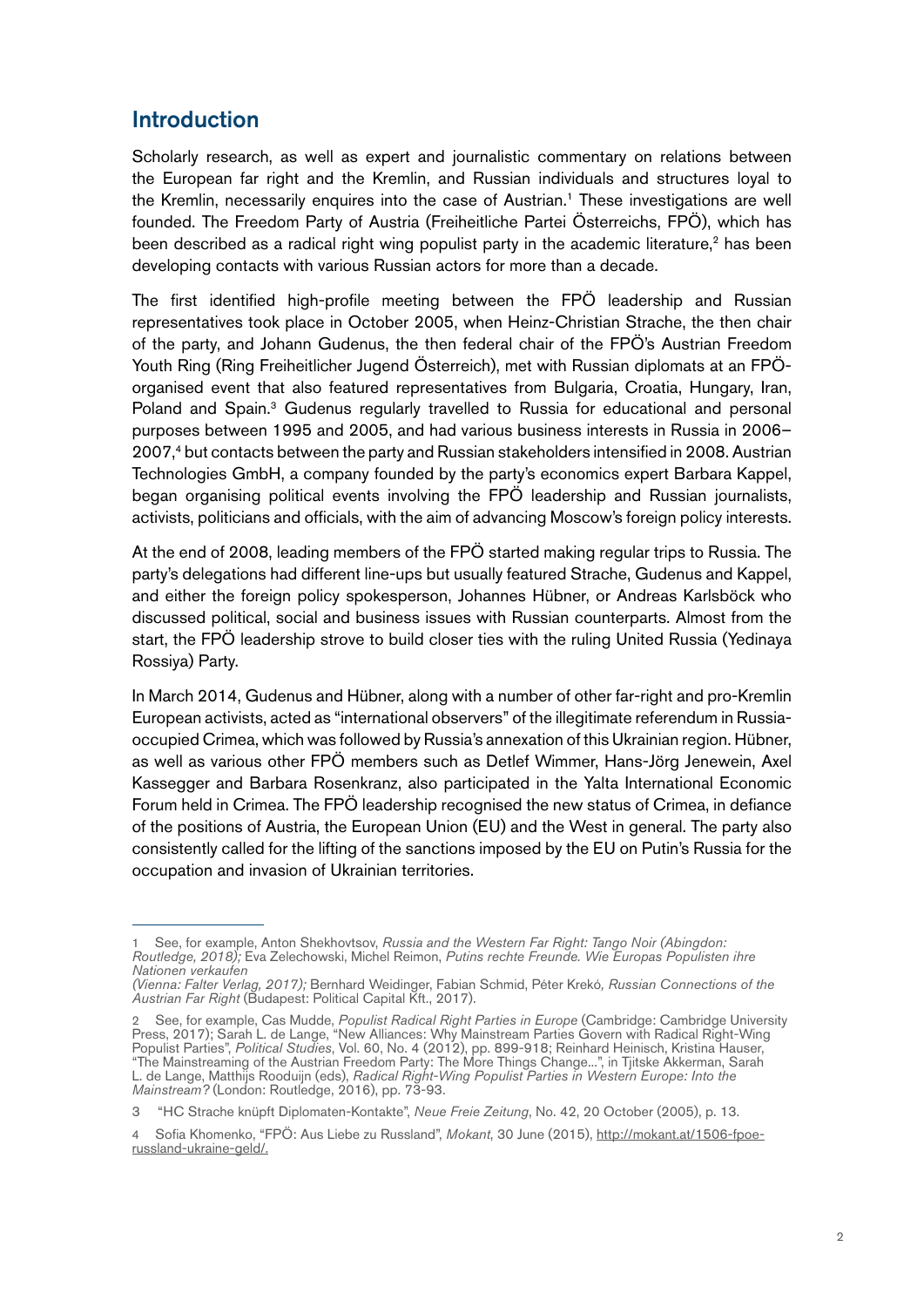## Introduction

Scholarly research, as well as expert and journalistic commentary on relations between the European far right and the Kremlin, and Russian individuals and structures loyal to the Kremlin, necessarily enquires into the case of Austrian.[1] These investigations are well founded. The Freedom Party of Austria (Freiheitliche Partei Österreichs, FPÖ), which has been described as a radical right wing populist party in the academic literature,[2] has been developing contacts with various Russian actors for more than a decade.

The first identified high-profile meeting between the FPÖ leadership and Russian representatives took place in October 2005, when Heinz-Christian Strache, the then chair of the party, and Johann Gudenus, the then federal chair of the FPÖ's Austrian Freedom Youth Ring (Ring Freiheitlicher Jugend Österreich), met with Russian diplomats at an FPÖ-organised event that also featured representatives from Bulgaria, Croatia, Hungary, Iran, Poland and Spain.[3] Gudenus regularly travelled to Russia for educational and personal purposes between 1995 and 2005, and had various business interests in Russia in 2006–2007,[4] but contacts between the party and Russian stakeholders intensified in 2008. Austrian Technologies GmbH, a company founded by the party's economics expert Barbara Kappel, began organising political events involving the FPÖ leadership and Russian journalists, activists, politicians and officials, with the aim of advancing Moscow's foreign policy interests.

At the end of 2008, leading members of the FPÖ started making regular trips to Russia. The party's delegations had different line-ups but usually featured Strache, Gudenus and Kappel, and either the foreign policy spokesperson, Johannes Hübner, or Andreas Karlsböck who discussed political, social and business issues with Russian counterparts. Almost from the start, the FPÖ leadership strove to build closer ties with the ruling United Russia (Yedinaya Rossiya) Party.

In March 2014, Gudenus and Hübner, along with a number of other far-right and pro-Kremlin European activists, acted as "international observers" of the illegitimate referendum in Russia-occupied Crimea, which was followed by Russia's annexation of this Ukrainian region. Hübner, as well as various other FPÖ members such as Detlef Wimmer, Hans-Jörg Jenewein, Axel Kassegger and Barbara Rosenkranz, also participated in the Yalta International Economic Forum held in Crimea. The FPÖ leadership recognised the new status of Crimea, in defiance of the positions of Austria, the European Union (EU) and the West in general. The party also consistently called for the lifting of the sanctions imposed by the EU on Putin's Russia for the occupation and invasion of Ukrainian territories.

---

1 See, for example, Anton Shekhovtsov, *Russia and the Western Far Right: Tango Noir (Abingdon: Routledge, 2018);* Eva Zelechowski, Michel Reimon, *Putins rechte Freunde. Wie Europas Populisten ihre Nationen verkaufen (Vienna: Falter Verlag, 2017);* Bernhard Weidinger, Fabian Schmid, Péter Krekó, *Russian Connections of the Austrian Far Right* (Budapest: Political Capital Kft., 2017).

2 See, for example, Cas Mudde, *Populist Radical Right Parties in Europe* (Cambridge: Cambridge University Press, 2017); Sarah L. de Lange, "New Alliances: Why Mainstream Parties Govern with Radical Right-Wing Populist Parties", *Political Studies*, Vol. 60, No. 4 (2012), pp. 899-918; Reinhard Heinisch, Kristina Hauser, "The Mainstreaming of the Austrian Freedom Party: The More Things Change...", in Tjitske Akkerman, Sarah L. de Lange, Matthijs Rooduijn (eds), *Radical Right-Wing Populist Parties in Western Europe: Into the Mainstream?* (London: Routledge, 2016), pp. 73-93.

3 "HC Strache knüpft Diplomaten-Kontakte", *Neue Freie Zeitung*, No. 42, 20 October (2005), p. 13.

4 Sofia Khomenko, "FPÖ: Aus Liebe zu Russland", *Mokant*, 30 June (2015), http://mokant.at/1506-fpoe-russland-ukraine-geld/.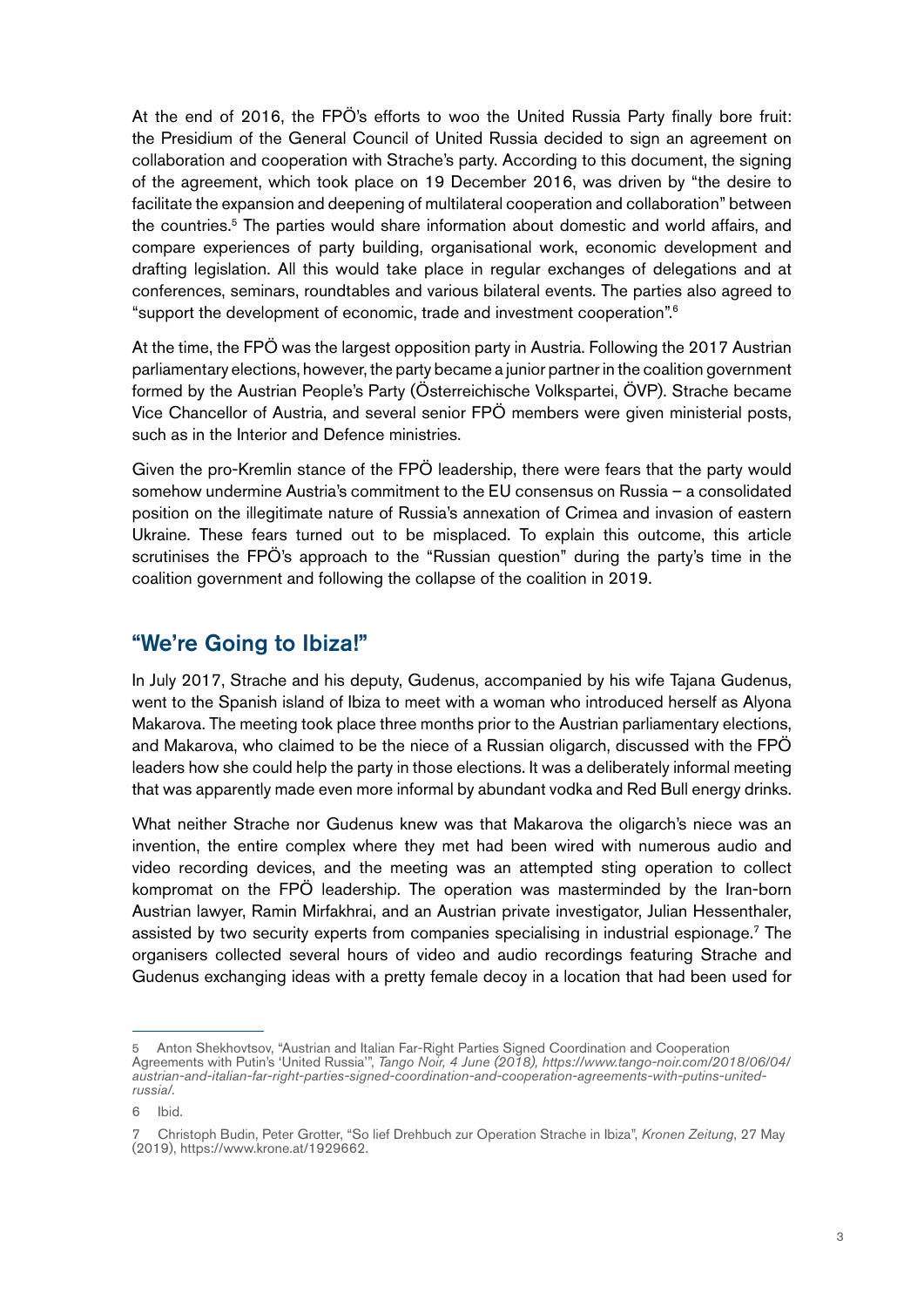At the end of 2016, the FPÖ's efforts to woo the United Russia Party finally bore fruit: the Presidium of the General Council of United Russia decided to sign an agreement on collaboration and cooperation with Strache's party. According to this document, the signing of the agreement, which took place on 19 December 2016, was driven by "the desire to facilitate the expansion and deepening of multilateral cooperation and collaboration" between the countries.[5] The parties would share information about domestic and world affairs, and compare experiences of party building, organisational work, economic development and drafting legislation. All this would take place in regular exchanges of delegations and at conferences, seminars, roundtables and various bilateral events. The parties also agreed to "support the development of economic, trade and investment cooperation".[6]

At the time, the FPÖ was the largest opposition party in Austria. Following the 2017 Austrian parliamentary elections, however, the party became a junior partner in the coalition government formed by the Austrian People's Party (Österreichische Volkspartei, ÖVP). Strache became Vice Chancellor of Austria, and several senior FPÖ members were given ministerial posts, such as in the Interior and Defence ministries.

Given the pro-Kremlin stance of the FPÖ leadership, there were fears that the party would somehow undermine Austria's commitment to the EU consensus on Russia – a consolidated position on the illegitimate nature of Russia's annexation of Crimea and invasion of eastern Ukraine. These fears turned out to be misplaced. To explain this outcome, this article scrutinises the FPÖ's approach to the "Russian question" during the party's time in the coalition government and following the collapse of the coalition in 2019.

## "We're Going to Ibiza!"

In July 2017, Strache and his deputy, Gudenus, accompanied by his wife Tajana Gudenus, went to the Spanish island of Ibiza to meet with a woman who introduced herself as Alyona Makarova. The meeting took place three months prior to the Austrian parliamentary elections, and Makarova, who claimed to be the niece of a Russian oligarch, discussed with the FPÖ leaders how she could help the party in those elections. It was a deliberately informal meeting that was apparently made even more informal by abundant vodka and Red Bull energy drinks.

What neither Strache nor Gudenus knew was that Makarova the oligarch's niece was an invention, the entire complex where they met had been wired with numerous audio and video recording devices, and the meeting was an attempted sting operation to collect kompromat on the FPÖ leadership. The operation was masterminded by the Iran-born Austrian lawyer, Ramin Mirfakhrai, and an Austrian private investigator, Julian Hessenthaler, assisted by two security experts from companies specialising in industrial espionage.[7] The organisers collected several hours of video and audio recordings featuring Strache and Gudenus exchanging ideas with a pretty female decoy in a location that had been used for

---

5 Anton Shekhovtsov, "Austrian and Italian Far-Right Parties Signed Coordination and Cooperation Agreements with Putin's 'United Russia'", *Tango Noir, 4 June (2018), https://www.tango-noir.com/2018/06/04/austrian-and-italian-far-right-parties-signed-coordination-and-cooperation-agreements-with-putins-united-russia/.*

6 Ibid.

7 Christoph Budin, Peter Grotter, "So lief Drehbuch zur Operation Strache in Ibiza", *Kronen Zeitung*, 27 May (2019), https://www.krone.at/1929662.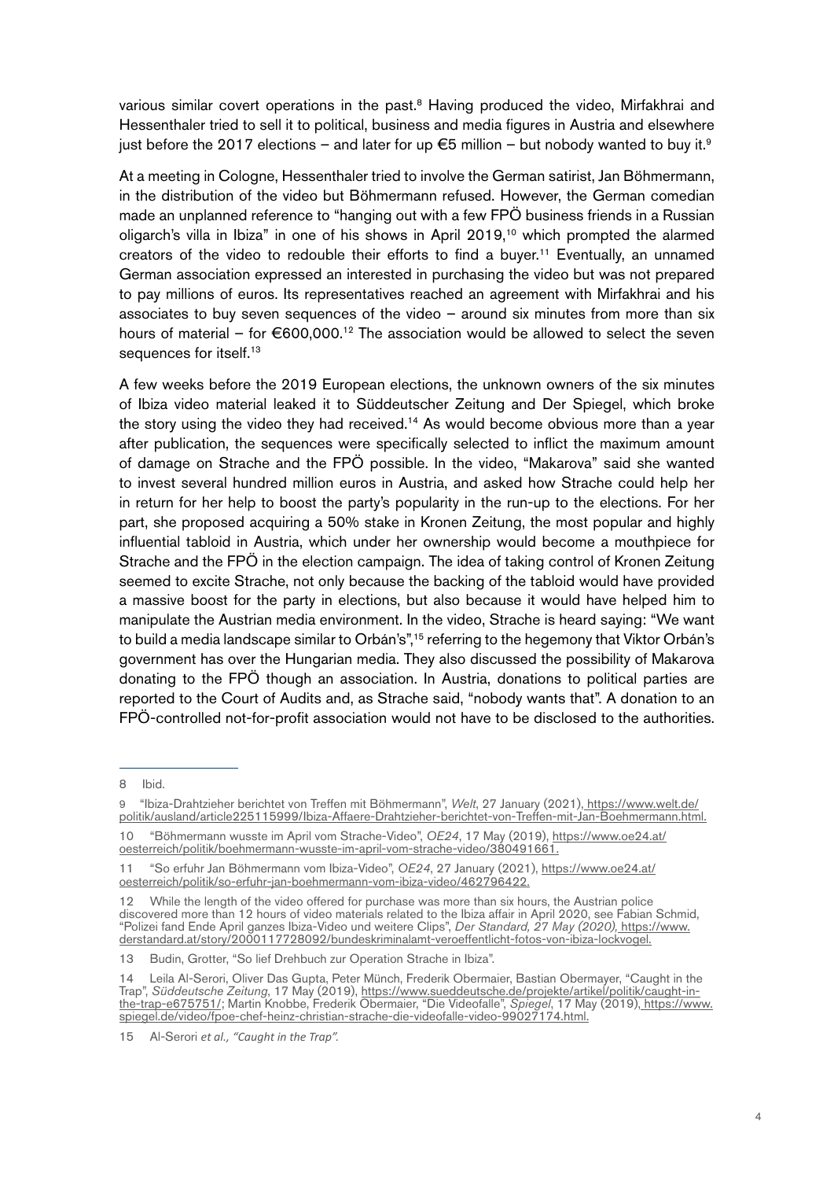various similar covert operations in the past.[8] Having produced the video, Mirfakhrai and Hessenthaler tried to sell it to political, business and media figures in Austria and elsewhere just before the 2017 elections – and later for up €5 million – but nobody wanted to buy it.[9]

At a meeting in Cologne, Hessenthaler tried to involve the German satirist, Jan Böhmermann, in the distribution of the video but Böhmermann refused. However, the German comedian made an unplanned reference to "hanging out with a few FPÖ business friends in a Russian oligarch's villa in Ibiza" in one of his shows in April 2019,[10] which prompted the alarmed creators of the video to redouble their efforts to find a buyer.[11] Eventually, an unnamed German association expressed an interested in purchasing the video but was not prepared to pay millions of euros. Its representatives reached an agreement with Mirfakhrai and his associates to buy seven sequences of the video – around six minutes from more than six hours of material – for €600,000.[12] The association would be allowed to select the seven sequences for itself.[13]

A few weeks before the 2019 European elections, the unknown owners of the six minutes of Ibiza video material leaked it to Süddeutscher Zeitung and Der Spiegel, which broke the story using the video they had received.[14] As would become obvious more than a year after publication, the sequences were specifically selected to inflict the maximum amount of damage on Strache and the FPÖ possible. In the video, "Makarova" said she wanted to invest several hundred million euros in Austria, and asked how Strache could help her in return for her help to boost the party's popularity in the run-up to the elections. For her part, she proposed acquiring a 50% stake in Kronen Zeitung, the most popular and highly influential tabloid in Austria, which under her ownership would become a mouthpiece for Strache and the FPÖ in the election campaign. The idea of taking control of Kronen Zeitung seemed to excite Strache, not only because the backing of the tabloid would have provided a massive boost for the party in elections, but also because it would have helped him to manipulate the Austrian media environment. In the video, Strache is heard saying: "We want to build a media landscape similar to Orbán's",[15] referring to the hegemony that Viktor Orbán's government has over the Hungarian media. They also discussed the possibility of Makarova donating to the FPÖ though an association. In Austria, donations to political parties are reported to the Court of Audits and, as Strache said, "nobody wants that". A donation to an FPÖ-controlled not-for-profit association would not have to be disclosed to the authorities.

---

8 Ibid.

9 "Ibiza-Drahtzieher berichtet von Treffen mit Böhmermann", *Welt*, 27 January (2021), https://www.welt.de/politik/ausland/article225115999/Ibiza-Affaere-Drahtzieher-berichtet-von-Treffen-mit-Jan-Boehmermann.html.

10 "Böhmermann wusste im April vom Strache-Video", *OE24*, 17 May (2019), https://www.oe24.at/oesterreich/politik/boehmermann-wusste-im-april-vom-strache-video/380491661.

11 "So erfuhr Jan Böhmermann vom Ibiza-Video", *OE24*, 27 January (2021), https://www.oe24.at/oesterreich/politik/so-erfuhr-jan-boehmermann-vom-ibiza-video/462796422.

12 While the length of the video offered for purchase was more than six hours, the Austrian police discovered more than 12 hours of video materials related to the Ibiza affair in April 2020, see Fabian Schmid, "Polizei fand Ende April ganzes Ibiza-Video und weitere Clips", *Der Standard, 27 May (2020),* https://www.derstandard.at/story/2000117728092/bundeskriminalamt-veroeffentlicht-fotos-von-ibiza-lockvogel.

13 Budin, Grotter, "So lief Drehbuch zur Operation Strache in Ibiza".

14 Leila Al-Serori, Oliver Das Gupta, Peter Münch, Frederik Obermaier, Bastian Obermayer, "Caught in the Trap", *Süddeutsche Zeitung*, 17 May (2019), https://www.sueddeutsche.de/projekte/artikel/politik/caught-in-the-trap-e675751/; Martin Knobbe, Frederik Obermaier, "Die Videofalle", *Spiegel*, 17 May (2019), https://www.spiegel.de/video/fpoe-chef-heinz-christian-strache-die-videofalle-video-99027174.html.

15 Al-Serori *et al., "Caught in the Trap".*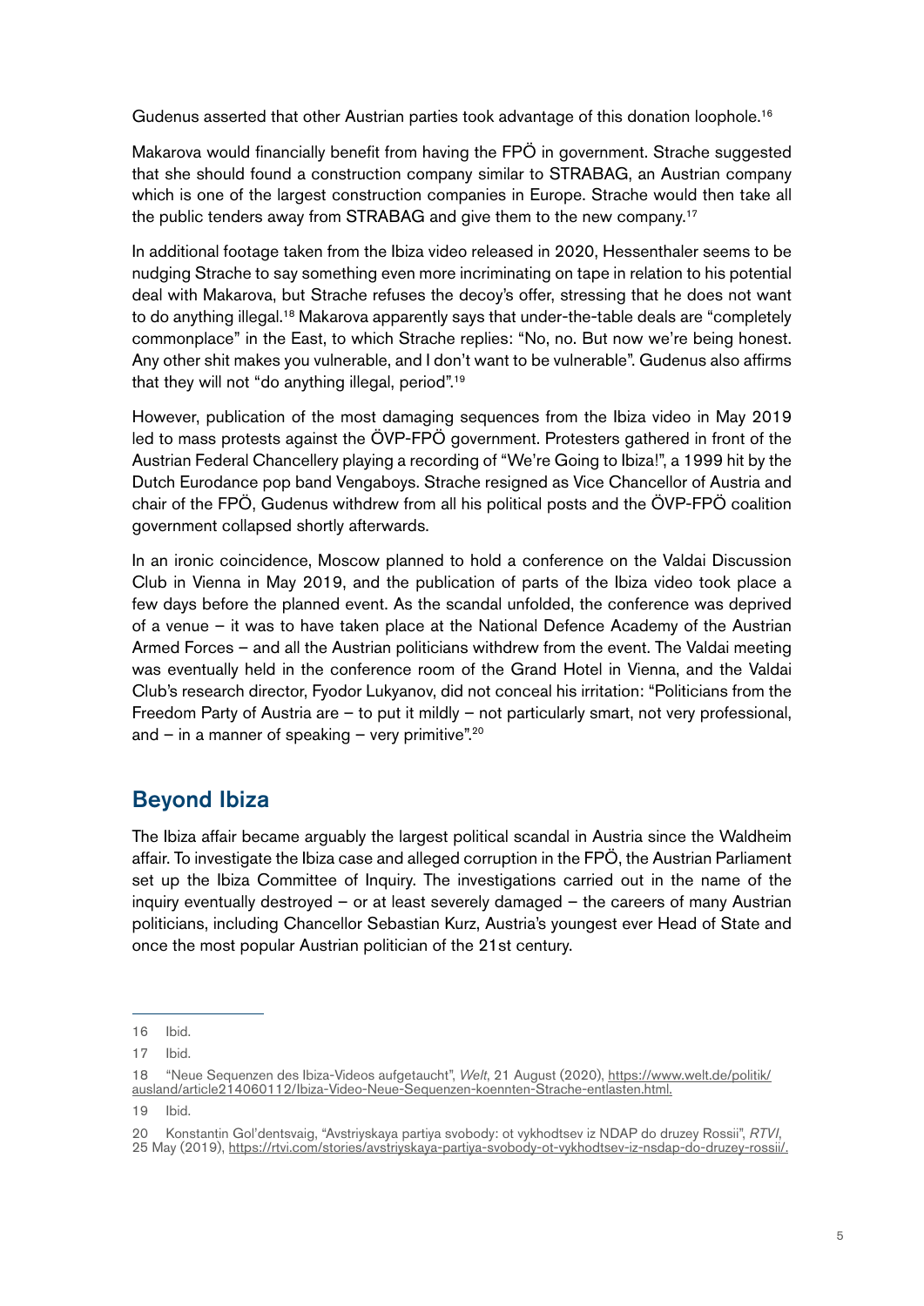Gudenus asserted that other Austrian parties took advantage of this donation loophole.[16]

Makarova would financially benefit from having the FPÖ in government. Strache suggested that she should found a construction company similar to STRABAG, an Austrian company which is one of the largest construction companies in Europe. Strache would then take all the public tenders away from STRABAG and give them to the new company.[17]

In additional footage taken from the Ibiza video released in 2020, Hessenthaler seems to be nudging Strache to say something even more incriminating on tape in relation to his potential deal with Makarova, but Strache refuses the decoy's offer, stressing that he does not want to do anything illegal.[18] Makarova apparently says that under-the-table deals are "completely commonplace" in the East, to which Strache replies: "No, no. But now we're being honest. Any other shit makes you vulnerable, and I don't want to be vulnerable". Gudenus also affirms that they will not "do anything illegal, period".[19]

However, publication of the most damaging sequences from the Ibiza video in May 2019 led to mass protests against the ÖVP-FPÖ government. Protesters gathered in front of the Austrian Federal Chancellery playing a recording of "We're Going to Ibiza!", a 1999 hit by the Dutch Eurodance pop band Vengaboys. Strache resigned as Vice Chancellor of Austria and chair of the FPÖ, Gudenus withdrew from all his political posts and the ÖVP-FPÖ coalition government collapsed shortly afterwards.

In an ironic coincidence, Moscow planned to hold a conference on the Valdai Discussion Club in Vienna in May 2019, and the publication of parts of the Ibiza video took place a few days before the planned event. As the scandal unfolded, the conference was deprived of a venue – it was to have taken place at the National Defence Academy of the Austrian Armed Forces – and all the Austrian politicians withdrew from the event. The Valdai meeting was eventually held in the conference room of the Grand Hotel in Vienna, and the Valdai Club's research director, Fyodor Lukyanov, did not conceal his irritation: "Politicians from the Freedom Party of Austria are – to put it mildly – not particularly smart, not very professional, and – in a manner of speaking – very primitive".[20]

## Beyond Ibiza

The Ibiza affair became arguably the largest political scandal in Austria since the Waldheim affair. To investigate the Ibiza case and alleged corruption in the FPÖ, the Austrian Parliament set up the Ibiza Committee of Inquiry. The investigations carried out in the name of the inquiry eventually destroyed – or at least severely damaged – the careers of many Austrian politicians, including Chancellor Sebastian Kurz, Austria's youngest ever Head of State and once the most popular Austrian politician of the 21st century.

---

16 Ibid.

17 Ibid.

18 "Neue Sequenzen des Ibiza-Videos aufgetaucht", *Welt*, 21 August (2020), https://www.welt.de/politik/ausland/article214060112/Ibiza-Video-Neue-Sequenzen-koennten-Strache-entlasten.html.

19 Ibid.

20 Konstantin Gol'dentsvaig, "Avstriyskaya partiya svobody: ot vykhodtsev iz NDAP do druzey Rossii", *RTVI*, 25 May (2019), https://rtvi.com/stories/avstriyskaya-partiya-svobody-ot-vykhodtsev-iz-nsdap-do-druzey-rossii/.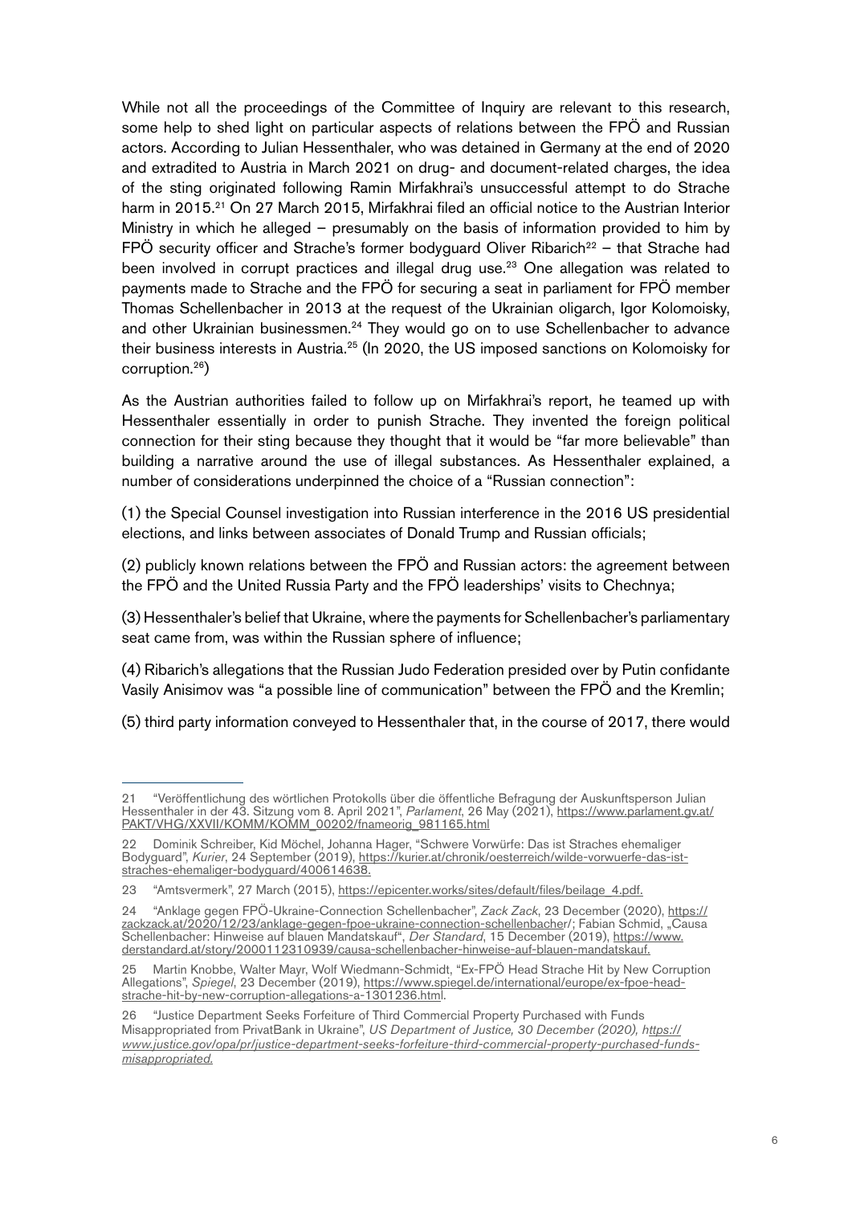While not all the proceedings of the Committee of Inquiry are relevant to this research, some help to shed light on particular aspects of relations between the FPÖ and Russian actors. According to Julian Hessenthaler, who was detained in Germany at the end of 2020 and extradited to Austria in March 2021 on drug- and document-related charges, the idea of the sting originated following Ramin Mirfakhrai's unsuccessful attempt to do Strache harm in 2015.[21] On 27 March 2015, Mirfakhrai filed an official notice to the Austrian Interior Ministry in which he alleged – presumably on the basis of information provided to him by FPÖ security officer and Strache's former bodyguard Oliver Ribarich[22] – that Strache had been involved in corrupt practices and illegal drug use.[23] One allegation was related to payments made to Strache and the FPÖ for securing a seat in parliament for FPÖ member Thomas Schellenbacher in 2013 at the request of the Ukrainian oligarch, Igor Kolomoisky, and other Ukrainian businessmen.[24] They would go on to use Schellenbacher to advance their business interests in Austria.[25] (In 2020, the US imposed sanctions on Kolomoisky for corruption.[26])

As the Austrian authorities failed to follow up on Mirfakhrai's report, he teamed up with Hessenthaler essentially in order to punish Strache. They invented the foreign political connection for their sting because they thought that it would be "far more believable" than building a narrative around the use of illegal substances. As Hessenthaler explained, a number of considerations underpinned the choice of a "Russian connection":

(1) the Special Counsel investigation into Russian interference in the 2016 US presidential elections, and links between associates of Donald Trump and Russian officials;

(2) publicly known relations between the FPÖ and Russian actors: the agreement between the FPÖ and the United Russia Party and the FPÖ leaderships' visits to Chechnya;

(3) Hessenthaler's belief that Ukraine, where the payments for Schellenbacher's parliamentary seat came from, was within the Russian sphere of influence;

(4) Ribarich's allegations that the Russian Judo Federation presided over by Putin confidante Vasily Anisimov was "a possible line of communication" between the FPÖ and the Kremlin;

(5) third party information conveyed to Hessenthaler that, in the course of 2017, there would

---

21 "Veröffentlichung des wörtlichen Protokolls über die öffentliche Befragung der Auskunftsperson Julian Hessenthaler in der 43. Sitzung vom 8. April 2021", *Parlament*, 26 May (2021), https://www.parlament.gv.at/PAKT/VHG/XXVII/KOMM/KOMM_00202/fnameorig_981165.html

22 Dominik Schreiber, Kid Möchel, Johanna Hager, "Schwere Vorwürfe: Das ist Straches ehemaliger Bodyguard", *Kurier*, 24 September (2019), https://kurier.at/chronik/oesterreich/wilde-vorwuerfe-das-ist-straches-ehemaliger-bodyguard/400614638.

23 "Amtsvermerk", 27 March (2015), https://epicenter.works/sites/default/files/beilage_4.pdf.

24 "Anklage gegen FPÖ-Ukraine-Connection Schellenbacher", *Zack Zack*, 23 December (2020), https://zackzack.at/2020/12/23/anklage-gegen-fpoe-ukraine-connection-schellenbacher/; Fabian Schmid, „Causa Schellenbacher: Hinweise auf blauen Mandatskauf", *Der Standard*, 15 December (2019), https://www.derstandard.at/story/2000112310939/causa-schellenbacher-hinweise-auf-blauen-mandatskauf.

25 Martin Knobbe, Walter Mayr, Wolf Wiedmann-Schmidt, "Ex-FPÖ Head Strache Hit by New Corruption Allegations", *Spiegel*, 23 December (2019), https://www.spiegel.de/international/europe/ex-fpoe-head-strache-hit-by-new-corruption-allegations-a-1301236.html.

26 "Justice Department Seeks Forfeiture of Third Commercial Property Purchased with Funds Misappropriated from PrivatBank in Ukraine", *US Department of Justice, 30 December (2020), https://www.justice.gov/opa/pr/justice-department-seeks-forfeiture-third-commercial-property-purchased-funds-misappropriated.*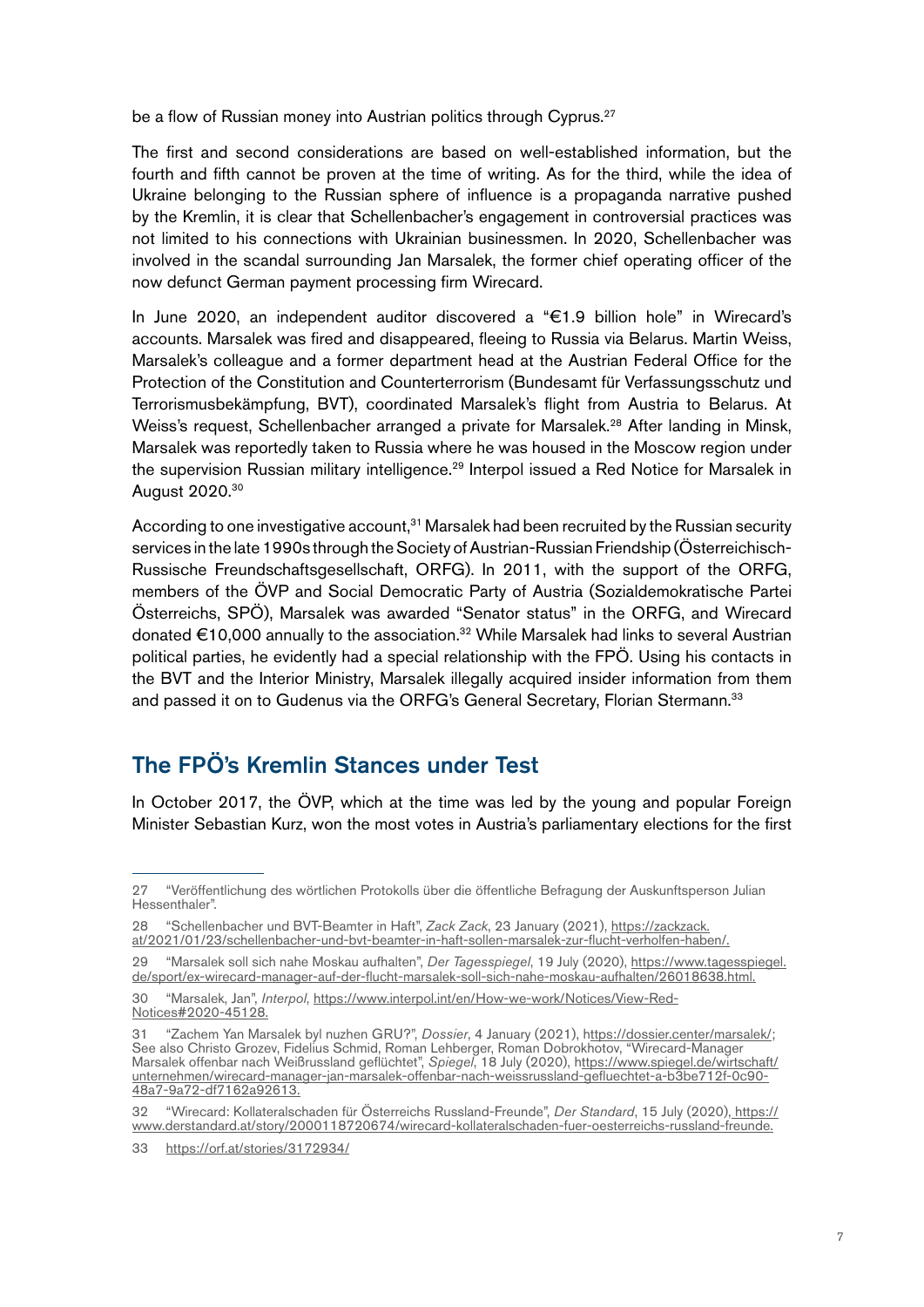be a flow of Russian money into Austrian politics through Cyprus.[27]

The first and second considerations are based on well-established information, but the fourth and fifth cannot be proven at the time of writing. As for the third, while the idea of Ukraine belonging to the Russian sphere of influence is a propaganda narrative pushed by the Kremlin, it is clear that Schellenbacher's engagement in controversial practices was not limited to his connections with Ukrainian businessmen. In 2020, Schellenbacher was involved in the scandal surrounding Jan Marsalek, the former chief operating officer of the now defunct German payment processing firm Wirecard.

In June 2020, an independent auditor discovered a "€1.9 billion hole" in Wirecard's accounts. Marsalek was fired and disappeared, fleeing to Russia via Belarus. Martin Weiss, Marsalek's colleague and a former department head at the Austrian Federal Office for the Protection of the Constitution and Counterterrorism (Bundesamt für Verfassungsschutz und Terrorismusbekämpfung, BVT), coordinated Marsalek's flight from Austria to Belarus. At Weiss's request, Schellenbacher arranged a private for Marsalek.[28] After landing in Minsk, Marsalek was reportedly taken to Russia where he was housed in the Moscow region under the supervision Russian military intelligence.[29] Interpol issued a Red Notice for Marsalek in August 2020.[30]

According to one investigative account,[31] Marsalek had been recruited by the Russian security services in the late 1990s through the Society of Austrian-Russian Friendship (Österreichisch-Russische Freundschaftsgesellschaft, ORFG). In 2011, with the support of the ORFG, members of the ÖVP and Social Democratic Party of Austria (Sozialdemokratische Partei Österreichs, SPÖ), Marsalek was awarded "Senator status" in the ORFG, and Wirecard donated €10,000 annually to the association.[32] While Marsalek had links to several Austrian political parties, he evidently had a special relationship with the FPÖ. Using his contacts in the BVT and the Interior Ministry, Marsalek illegally acquired insider information from them and passed it on to Gudenus via the ORFG's General Secretary, Florian Stermann.[33]

## The FPÖ's Kremlin Stances under Test

In October 2017, the ÖVP, which at the time was led by the young and popular Foreign Minister Sebastian Kurz, won the most votes in Austria's parliamentary elections for the first

---

27 "Veröffentlichung des wörtlichen Protokolls über die öffentliche Befragung der Auskunftsperson Julian Hessenthaler".

28 "Schellenbacher und BVT-Beamter in Haft", *Zack Zack*, 23 January (2021), https://zackzack.at/2021/01/23/schellenbacher-und-bvt-beamter-in-haft-sollen-marsalek-zur-flucht-verholfen-haben/.

29 "Marsalek soll sich nahe Moskau aufhalten", *Der Tagesspiegel*, 19 July (2020), https://www.tagesspiegel.de/sport/ex-wirecard-manager-auf-der-flucht-marsalek-soll-sich-nahe-moskau-aufhalten/26018638.html.

30 "Marsalek, Jan", *Interpol*, https://www.interpol.int/en/How-we-work/Notices/View-Red-Notices#2020-45128.

31 "Zachem Yan Marsalek byl nuzhen GRU?", *Dossier*, 4 January (2021), https://dossier.center/marsalek/; See also Christo Grozev, Fidelius Schmid, Roman Lehberger, Roman Dobrokhotov, "Wirecard-Manager Marsalek offenbar nach Weißrussland geflüchtet", *Spiegel*, 18 July (2020), https://www.spiegel.de/wirtschaft/unternehmen/wirecard-manager-jan-marsalek-offenbar-nach-weissrussland-gefluechtet-a-b3be712f-0c90-48a7-9a72-df7162a92613.

32 "Wirecard: Kollateralschaden für Österreichs Russland-Freunde", *Der Standard*, 15 July (2020), https://www.derstandard.at/story/2000118720674/wirecard-kollateralschaden-fuer-oesterreichs-russland-freunde.

33 https://orf.at/stories/3172934/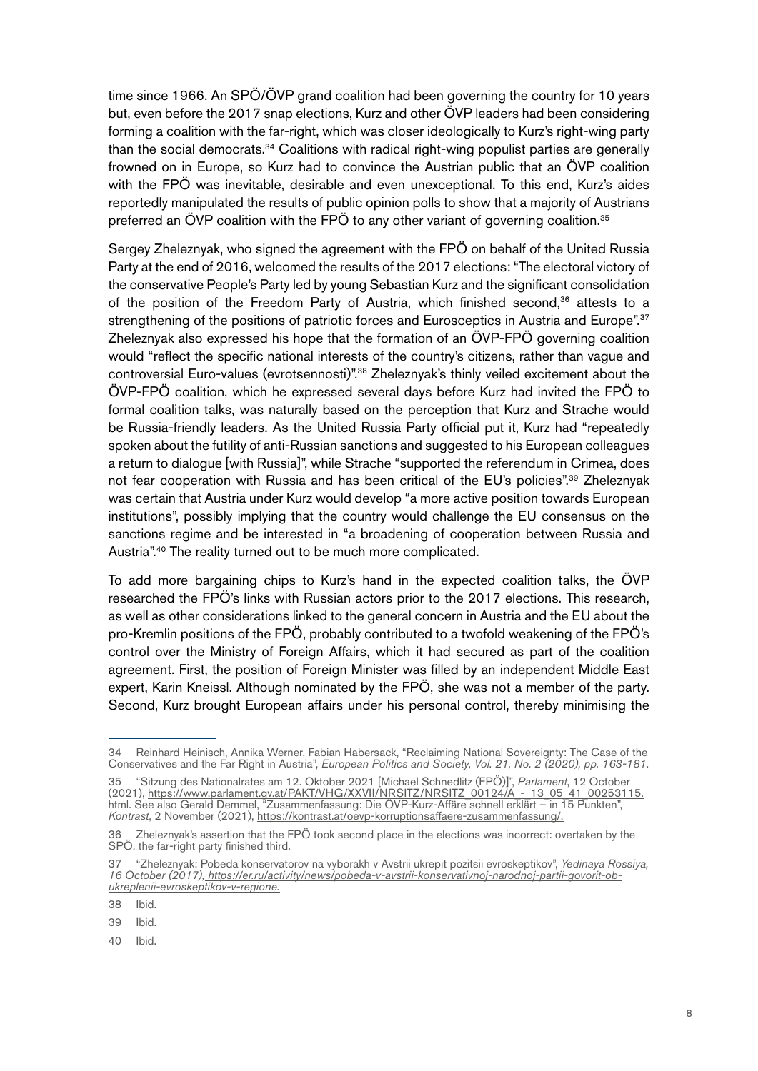time since 1966. An SPÖ/ÖVP grand coalition had been governing the country for 10 years but, even before the 2017 snap elections, Kurz and other ÖVP leaders had been considering forming a coalition with the far-right, which was closer ideologically to Kurz's right-wing party than the social democrats.[34] Coalitions with radical right-wing populist parties are generally frowned on in Europe, so Kurz had to convince the Austrian public that an ÖVP coalition with the FPÖ was inevitable, desirable and even unexceptional. To this end, Kurz's aides reportedly manipulated the results of public opinion polls to show that a majority of Austrians preferred an ÖVP coalition with the FPÖ to any other variant of governing coalition.[35]

Sergey Zheleznyak, who signed the agreement with the FPÖ on behalf of the United Russia Party at the end of 2016, welcomed the results of the 2017 elections: "The electoral victory of the conservative People's Party led by young Sebastian Kurz and the significant consolidation of the position of the Freedom Party of Austria, which finished second,[36] attests to a strengthening of the positions of patriotic forces and Eurosceptics in Austria and Europe".[37] Zheleznyak also expressed his hope that the formation of an ÖVP-FPÖ governing coalition would "reflect the specific national interests of the country's citizens, rather than vague and controversial Euro-values (evrotsennosti)".[38] Zheleznyak's thinly veiled excitement about the ÖVP-FPÖ coalition, which he expressed several days before Kurz had invited the FPÖ to formal coalition talks, was naturally based on the perception that Kurz and Strache would be Russia-friendly leaders. As the United Russia Party official put it, Kurz had "repeatedly spoken about the futility of anti-Russian sanctions and suggested to his European colleagues a return to dialogue [with Russia]", while Strache "supported the referendum in Crimea, does not fear cooperation with Russia and has been critical of the EU's policies".[39] Zheleznyak was certain that Austria under Kurz would develop "a more active position towards European institutions", possibly implying that the country would challenge the EU consensus on the sanctions regime and be interested in "a broadening of cooperation between Russia and Austria".[40] The reality turned out to be much more complicated.

To add more bargaining chips to Kurz's hand in the expected coalition talks, the ÖVP researched the FPÖ's links with Russian actors prior to the 2017 elections. This research, as well as other considerations linked to the general concern in Austria and the EU about the pro-Kremlin positions of the FPÖ, probably contributed to a twofold weakening of the FPÖ's control over the Ministry of Foreign Affairs, which it had secured as part of the coalition agreement. First, the position of Foreign Minister was filled by an independent Middle East expert, Karin Kneissl. Although nominated by the FPÖ, she was not a member of the party. Second, Kurz brought European affairs under his personal control, thereby minimising the

---

34 Reinhard Heinisch, Annika Werner, Fabian Habersack, "Reclaiming National Sovereignty: The Case of the Conservatives and the Far Right in Austria", *European Politics and Society, Vol. 21, No. 2 (2020), pp. 163-181*.

35 "Sitzung des Nationalrates am 12. Oktober 2021 [Michael Schnedlitz (FPÖ)]", *Parlament*, 12 October (2021), https://www.parlament.gv.at/PAKT/VHG/XXVII/NRSITZ/NRSITZ_00124/A_-_13_05_41_00253115.html. See also Gerald Demmel, "Zusammenfassung: Die ÖVP-Kurz-Affäre schnell erklärt – in 15 Punkten", *Kontrast*, 2 November (2021), https://kontrast.at/oevp-korruptionsaffaere-zusammenfassung/.

36 Zheleznyak's assertion that the FPÖ took second place in the elections was incorrect: overtaken by the SPÖ, the far-right party finished third.

37 "Zheleznyak: Pobeda konservatorov na vyborakh v Avstrii ukrepit pozitsii evroskeptikov", *Yedinaya Rossiya, 16 October (2017), https://er.ru/activity/news/pobeda-v-avstrii-konservativnoj-narodnoj-partii-govorit-ob-ukreplenii-evroskeptikov-v-regione.*

38 Ibid.

39 Ibid.

40 Ibid.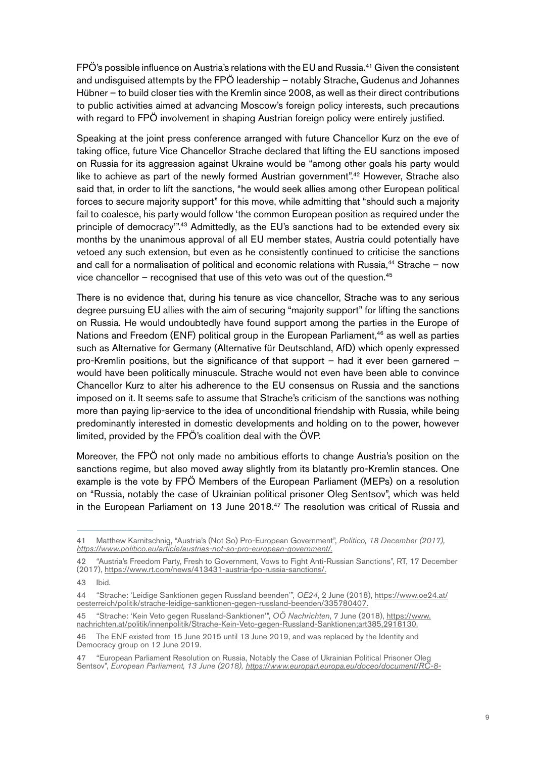FPÖ's possible influence on Austria's relations with the EU and Russia.[41] Given the consistent and undisguised attempts by the FPÖ leadership – notably Strache, Gudenus and Johannes Hübner – to build closer ties with the Kremlin since 2008, as well as their direct contributions to public activities aimed at advancing Moscow's foreign policy interests, such precautions with regard to FPÖ involvement in shaping Austrian foreign policy were entirely justified.

Speaking at the joint press conference arranged with future Chancellor Kurz on the eve of taking office, future Vice Chancellor Strache declared that lifting the EU sanctions imposed on Russia for its aggression against Ukraine would be "among other goals his party would like to achieve as part of the newly formed Austrian government".[42] However, Strache also said that, in order to lift the sanctions, "he would seek allies among other European political forces to secure majority support" for this move, while admitting that "should such a majority fail to coalesce, his party would follow 'the common European position as required under the principle of democracy'".[43] Admittedly, as the EU's sanctions had to be extended every six months by the unanimous approval of all EU member states, Austria could potentially have vetoed any such extension, but even as he consistently continued to criticise the sanctions and call for a normalisation of political and economic relations with Russia,[44] Strache – now vice chancellor – recognised that use of this veto was out of the question.[45]

There is no evidence that, during his tenure as vice chancellor, Strache was to any serious degree pursuing EU allies with the aim of securing "majority support" for lifting the sanctions on Russia. He would undoubtedly have found support among the parties in the Europe of Nations and Freedom (ENF) political group in the European Parliament,[46] as well as parties such as Alternative for Germany (Alternative für Deutschland, AfD) which openly expressed pro-Kremlin positions, but the significance of that support – had it ever been garnered – would have been politically minuscule. Strache would not even have been able to convince Chancellor Kurz to alter his adherence to the EU consensus on Russia and the sanctions imposed on it. It seems safe to assume that Strache's criticism of the sanctions was nothing more than paying lip-service to the idea of unconditional friendship with Russia, while being predominantly interested in domestic developments and holding on to the power, however limited, provided by the FPÖ's coalition deal with the ÖVP.

Moreover, the FPÖ not only made no ambitious efforts to change Austria's position on the sanctions regime, but also moved away slightly from its blatantly pro-Kremlin stances. One example is the vote by FPÖ Members of the European Parliament (MEPs) on a resolution on "Russia, notably the case of Ukrainian political prisoner Oleg Sentsov", which was held in the European Parliament on 13 June 2018.[47] The resolution was critical of Russia and

---

41 Matthew Karnitschnig, "Austria's (Not So) Pro-European Government", *Politico, 18 December (2017), https://www.politico.eu/article/austrias-not-so-pro-european-government/.*

42 "Austria's Freedom Party, Fresh to Government, Vows to Fight Anti-Russian Sanctions", RT, 17 December (2017), https://www.rt.com/news/413431-austria-fpo-russia-sanctions/.

43 Ibid.

44 "Strache: 'Leidige Sanktionen gegen Russland beenden'", *OE24*, 2 June (2018), https://www.oe24.at/oesterreich/politik/strache-leidige-sanktionen-gegen-russland-beenden/335780407.

45 "Strache: 'Kein Veto gegen Russland-Sanktionen'", *OÖ Nachrichten*, 7 June (2018), https://www.nachrichten.at/politik/innenpolitik/Strache-Kein-Veto-gegen-Russland-Sanktionen;art385,2918130.

46 The ENF existed from 15 June 2015 until 13 June 2019, and was replaced by the Identity and Democracy group on 12 June 2019.

47 "European Parliament Resolution on Russia, Notably the Case of Ukrainian Political Prisoner Oleg Sentsov", *European Parliament, 13 June (2018), https://www.europarl.europa.eu/doceo/document/RC-8-*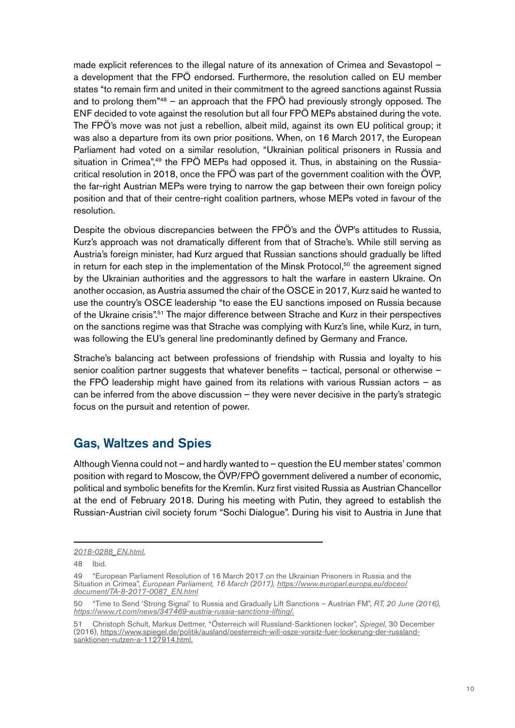made explicit references to the illegal nature of its annexation of Crimea and Sevastopol – a development that the FPÖ endorsed. Furthermore, the resolution called on EU member states "to remain firm and united in their commitment to the agreed sanctions against Russia and to prolong them"[48] – an approach that the FPÖ had previously strongly opposed. The ENF decided to vote against the resolution but all four FPÖ MEPs abstained during the vote. The FPÖ's move was not just a rebellion, albeit mild, against its own EU political group; it was also a departure from its own prior positions. When, on 16 March 2017, the European Parliament had voted on a similar resolution, "Ukrainian political prisoners in Russia and situation in Crimea",[49] the FPÖ MEPs had opposed it. Thus, in abstaining on the Russia-critical resolution in 2018, once the FPÖ was part of the government coalition with the ÖVP, the far-right Austrian MEPs were trying to narrow the gap between their own foreign policy position and that of their centre-right coalition partners, whose MEPs voted in favour of the resolution.

Despite the obvious discrepancies between the FPÖ's and the ÖVP's attitudes to Russia, Kurz's approach was not dramatically different from that of Strache's. While still serving as Austria's foreign minister, had Kurz argued that Russian sanctions should gradually be lifted in return for each step in the implementation of the Minsk Protocol,[50] the agreement signed by the Ukrainian authorities and the aggressors to halt the warfare in eastern Ukraine. On another occasion, as Austria assumed the chair of the OSCE in 2017, Kurz said he wanted to use the country's OSCE leadership "to ease the EU sanctions imposed on Russia because of the Ukraine crisis".[51] The major difference between Strache and Kurz in their perspectives on the sanctions regime was that Strache was complying with Kurz's line, while Kurz, in turn, was following the EU's general line predominantly defined by Germany and France.

Strache's balancing act between professions of friendship with Russia and loyalty to his senior coalition partner suggests that whatever benefits – tactical, personal or otherwise – the FPÖ leadership might have gained from its relations with various Russian actors – as can be inferred from the above discussion – they were never decisive in the party's strategic focus on the pursuit and retention of power.

## Gas, Waltzes and Spies

Although Vienna could not – and hardly wanted to – question the EU member states' common position with regard to Moscow, the ÖVP/FPÖ government delivered a number of economic, political and symbolic benefits for the Kremlin. Kurz first visited Russia as Austrian Chancellor at the end of February 2018. During his meeting with Putin, they agreed to establish the Russian-Austrian civil society forum "Sochi Dialogue". During his visit to Austria in June that

---

*2018-0288_EN.html.*

48 Ibid.

49 "European Parliament Resolution of 16 March 2017 on the Ukrainian Prisoners in Russia and the Situation in Crimea", *European Parliament, 16 March (2017), https://www.europarl.europa.eu/doceo/document/TA-8-2017-0087_EN.html*

50 "Time to Send 'Strong Signal' to Russia and Gradually Lift Sanctions – Austrian FM", *RT, 20 June (2016), https://www.rt.com/news/347469-austria-russia-sanctions-lifting/.*

51 Christoph Schult, Markus Dettmer, "Österreich will Russland-Sanktionen locker", *Spiegel*, 30 December (2016), https://www.spiegel.de/politik/ausland/oesterreich-will-osze-vorsitz-fuer-lockerung-der-russland-sanktionen-nutzen-a-1127914.html.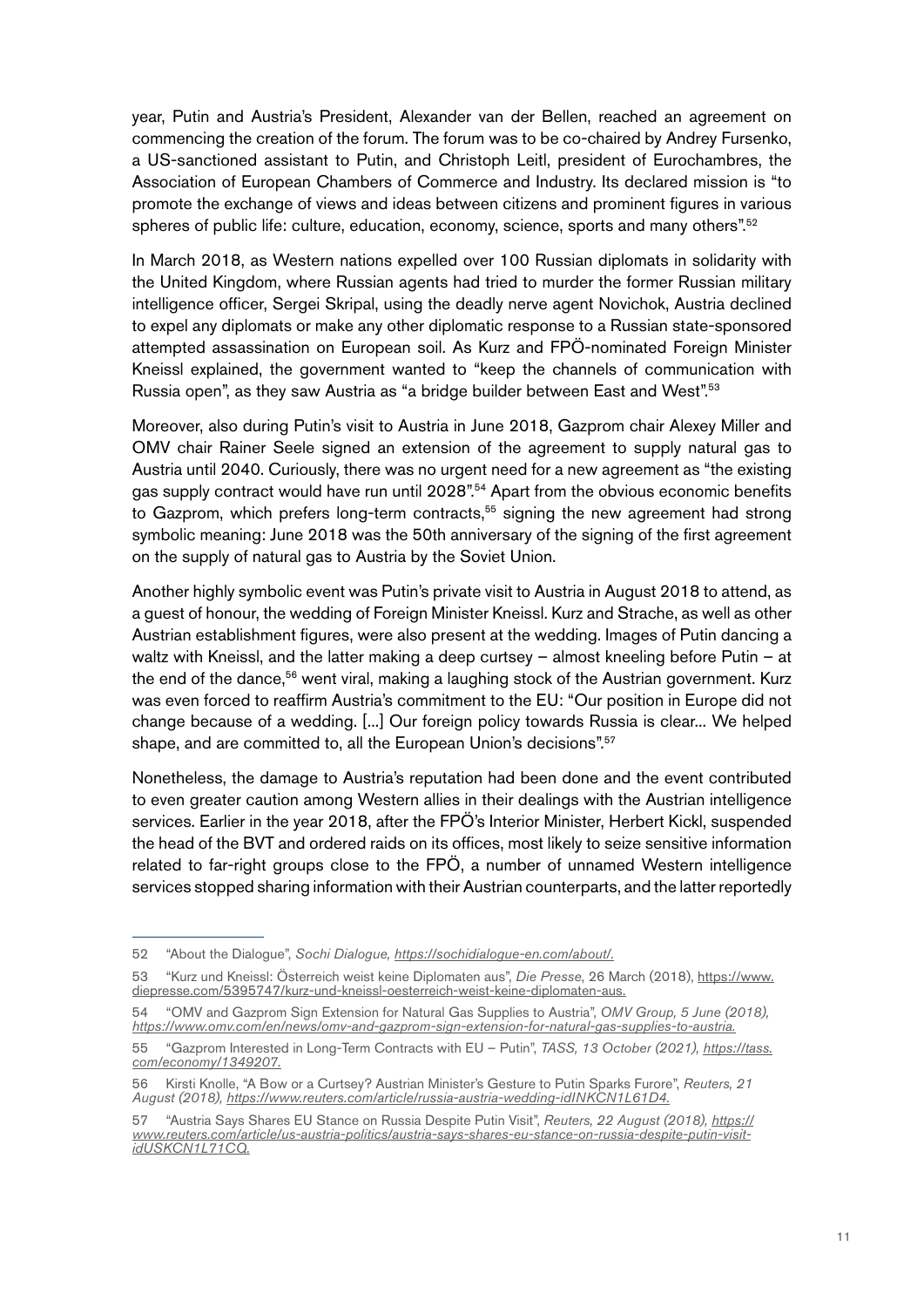year, Putin and Austria's President, Alexander van der Bellen, reached an agreement on commencing the creation of the forum. The forum was to be co-chaired by Andrey Fursenko, a US-sanctioned assistant to Putin, and Christoph Leitl, president of Eurochambres, the Association of European Chambers of Commerce and Industry. Its declared mission is "to promote the exchange of views and ideas between citizens and prominent figures in various spheres of public life: culture, education, economy, science, sports and many others".[52]

In March 2018, as Western nations expelled over 100 Russian diplomats in solidarity with the United Kingdom, where Russian agents had tried to murder the former Russian military intelligence officer, Sergei Skripal, using the deadly nerve agent Novichok, Austria declined to expel any diplomats or make any other diplomatic response to a Russian state-sponsored attempted assassination on European soil. As Kurz and FPÖ-nominated Foreign Minister Kneissl explained, the government wanted to "keep the channels of communication with Russia open", as they saw Austria as "a bridge builder between East and West".[53]

Moreover, also during Putin's visit to Austria in June 2018, Gazprom chair Alexey Miller and OMV chair Rainer Seele signed an extension of the agreement to supply natural gas to Austria until 2040. Curiously, there was no urgent need for a new agreement as "the existing gas supply contract would have run until 2028".[54] Apart from the obvious economic benefits to Gazprom, which prefers long-term contracts,[55] signing the new agreement had strong symbolic meaning: June 2018 was the 50th anniversary of the signing of the first agreement on the supply of natural gas to Austria by the Soviet Union.

Another highly symbolic event was Putin's private visit to Austria in August 2018 to attend, as a guest of honour, the wedding of Foreign Minister Kneissl. Kurz and Strache, as well as other Austrian establishment figures, were also present at the wedding. Images of Putin dancing a waltz with Kneissl, and the latter making a deep curtsey – almost kneeling before Putin – at the end of the dance,[56] went viral, making a laughing stock of the Austrian government. Kurz was even forced to reaffirm Austria's commitment to the EU: "Our position in Europe did not change because of a wedding. [...] Our foreign policy towards Russia is clear... We helped shape, and are committed to, all the European Union's decisions".[57]

Nonetheless, the damage to Austria's reputation had been done and the event contributed to even greater caution among Western allies in their dealings with the Austrian intelligence services. Earlier in the year 2018, after the FPÖ's Interior Minister, Herbert Kickl, suspended the head of the BVT and ordered raids on its offices, most likely to seize sensitive information related to far-right groups close to the FPÖ, a number of unnamed Western intelligence services stopped sharing information with their Austrian counterparts, and the latter reportedly

---

52 "About the Dialogue", *Sochi Dialogue, https://sochidialogue-en.com/about/.*

53 "Kurz und Kneissl: Österreich weist keine Diplomaten aus", *Die Presse*, 26 March (2018), https://www.diepresse.com/5395747/kurz-und-kneissl-oesterreich-weist-keine-diplomaten-aus.

54 "OMV and Gazprom Sign Extension for Natural Gas Supplies to Austria", *OMV Group, 5 June (2018), https://www.omv.com/en/news/omv-and-gazprom-sign-extension-for-natural-gas-supplies-to-austria.*

55 "Gazprom Interested in Long-Term Contracts with EU – Putin", *TASS, 13 October (2021), https://tass.com/economy/1349207.*

56 Kirsti Knolle, "A Bow or a Curtsey? Austrian Minister's Gesture to Putin Sparks Furore", *Reuters, 21 August (2018), https://www.reuters.com/article/russia-austria-wedding-idINKCN1L61D4.*

57 "Austria Says Shares EU Stance on Russia Despite Putin Visit", *Reuters, 22 August (2018), https://www.reuters.com/article/us-austria-politics/austria-says-shares-eu-stance-on-russia-despite-putin-visit-idUSKCN1L71CQ.*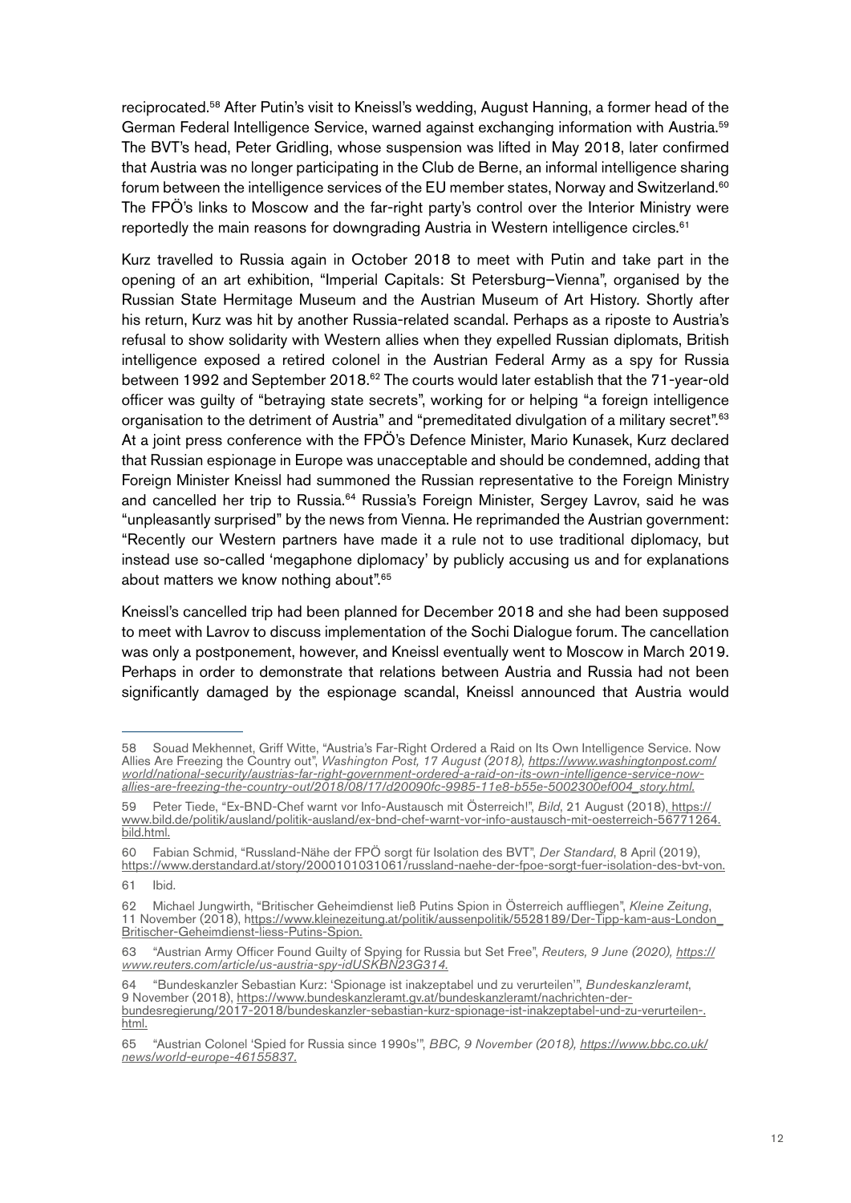reciprocated.[58] After Putin's visit to Kneissl's wedding, August Hanning, a former head of the German Federal Intelligence Service, warned against exchanging information with Austria.[59] The BVT's head, Peter Gridling, whose suspension was lifted in May 2018, later confirmed that Austria was no longer participating in the Club de Berne, an informal intelligence sharing forum between the intelligence services of the EU member states, Norway and Switzerland.[60] The FPÖ's links to Moscow and the far-right party's control over the Interior Ministry were reportedly the main reasons for downgrading Austria in Western intelligence circles.[61]

Kurz travelled to Russia again in October 2018 to meet with Putin and take part in the opening of an art exhibition, "Imperial Capitals: St Petersburg–Vienna", organised by the Russian State Hermitage Museum and the Austrian Museum of Art History. Shortly after his return, Kurz was hit by another Russia-related scandal. Perhaps as a riposte to Austria's refusal to show solidarity with Western allies when they expelled Russian diplomats, British intelligence exposed a retired colonel in the Austrian Federal Army as a spy for Russia between 1992 and September 2018.[62] The courts would later establish that the 71-year-old officer was guilty of "betraying state secrets", working for or helping "a foreign intelligence organisation to the detriment of Austria" and "premeditated divulgation of a military secret".[63] At a joint press conference with the FPÖ's Defence Minister, Mario Kunasek, Kurz declared that Russian espionage in Europe was unacceptable and should be condemned, adding that Foreign Minister Kneissl had summoned the Russian representative to the Foreign Ministry and cancelled her trip to Russia.[64] Russia's Foreign Minister, Sergey Lavrov, said he was "unpleasantly surprised" by the news from Vienna. He reprimanded the Austrian government: "Recently our Western partners have made it a rule not to use traditional diplomacy, but instead use so-called 'megaphone diplomacy' by publicly accusing us and for explanations about matters we know nothing about".[65]

Kneissl's cancelled trip had been planned for December 2018 and she had been supposed to meet with Lavrov to discuss implementation of the Sochi Dialogue forum. The cancellation was only a postponement, however, and Kneissl eventually went to Moscow in March 2019. Perhaps in order to demonstrate that relations between Austria and Russia had not been significantly damaged by the espionage scandal, Kneissl announced that Austria would

---

58 Souad Mekhennet, Griff Witte, "Austria's Far-Right Ordered a Raid on Its Own Intelligence Service. Now Allies Are Freezing the Country out", *Washington Post, 17 August (2018), https://www.washingtonpost.com/world/national-security/austrias-far-right-government-ordered-a-raid-on-its-own-intelligence-service-now-allies-are-freezing-the-country-out/2018/08/17/d20090fc-9985-11e8-b55e-5002300ef004_story.html.*

59 Peter Tiede, "Ex-BND-Chef warnt vor Info-Austausch mit Österreich!", *Bild*, 21 August (2018), https://www.bild.de/politik/ausland/politik-ausland/ex-bnd-chef-warnt-vor-info-austausch-mit-oesterreich-56771264.bild.html.

60 Fabian Schmid, "Russland-Nähe der FPÖ sorgt für Isolation des BVT", *Der Standard*, 8 April (2019), https://www.derstandard.at/story/2000101031061/russland-naehe-der-fpoe-sorgt-fuer-isolation-des-bvt-von.

61 Ibid.

62 Michael Jungwirth, "Britischer Geheimdienst ließ Putins Spion in Österreich auffliegen", *Kleine Zeitung*, 11 November (2018), https://www.kleinezeitung.at/politik/aussenpolitik/5528189/Der-Tipp-kam-aus-London_Britischer-Geheimdienst-liess-Putins-Spion.

63 "Austrian Army Officer Found Guilty of Spying for Russia but Set Free", *Reuters, 9 June (2020), https://www.reuters.com/article/us-austria-spy-idUSKBN23G314.*

64 "Bundeskanzler Sebastian Kurz: 'Spionage ist inakzeptabel und zu verurteilen'", *Bundeskanzleramt*, 9 November (2018), https://www.bundeskanzleramt.gv.at/bundeskanzleramt/nachrichten-der-bundesregierung/2017-2018/bundeskanzler-sebastian-kurz-spionage-ist-inakzeptabel-und-zu-verurteilen-.html.

65 "Austrian Colonel 'Spied for Russia since 1990s'", *BBC, 9 November (2018), https://www.bbc.co.uk/news/world-europe-46155837.*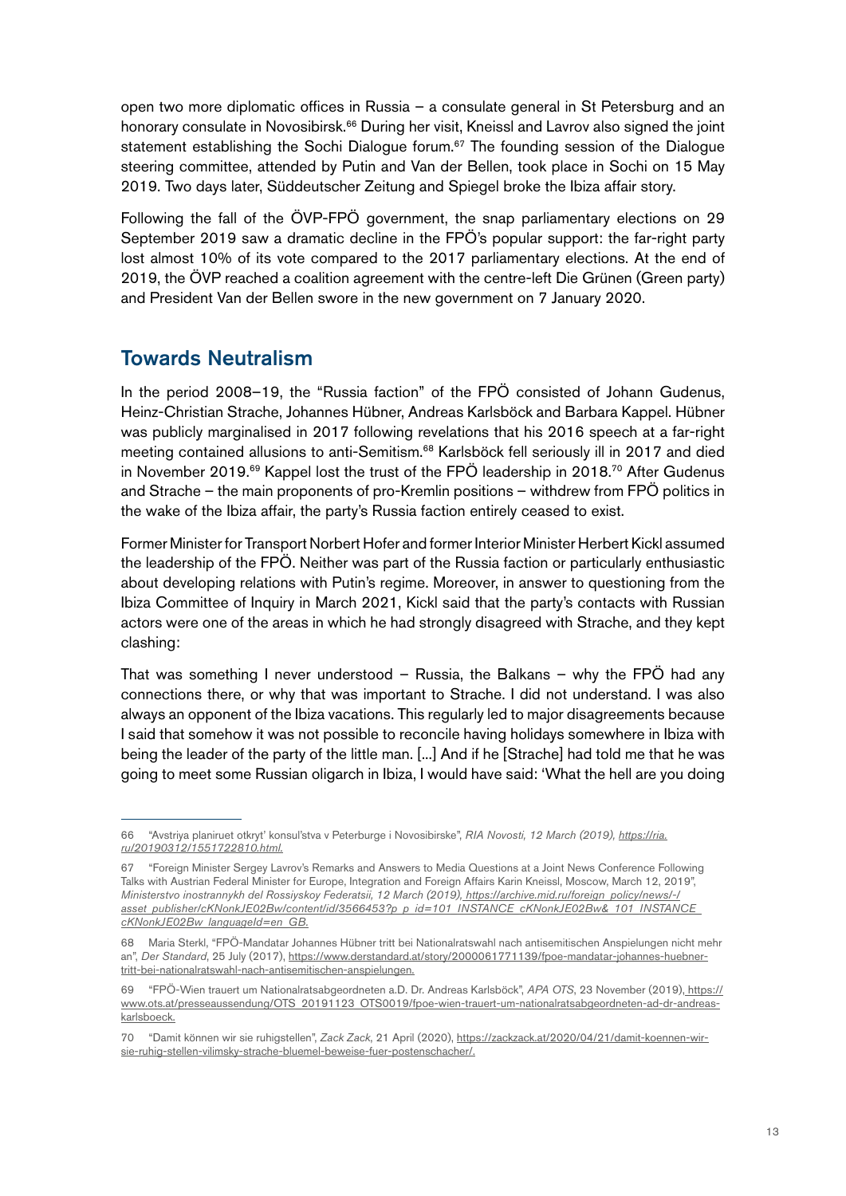open two more diplomatic offices in Russia – a consulate general in St Petersburg and an honorary consulate in Novosibirsk.[66] During her visit, Kneissl and Lavrov also signed the joint statement establishing the Sochi Dialogue forum.[67] The founding session of the Dialogue steering committee, attended by Putin and Van der Bellen, took place in Sochi on 15 May 2019. Two days later, Süddeutscher Zeitung and Spiegel broke the Ibiza affair story.

Following the fall of the ÖVP-FPÖ government, the snap parliamentary elections on 29 September 2019 saw a dramatic decline in the FPÖ's popular support: the far-right party lost almost 10% of its vote compared to the 2017 parliamentary elections. At the end of 2019, the ÖVP reached a coalition agreement with the centre-left Die Grünen (Green party) and President Van der Bellen swore in the new government on 7 January 2020.

## Towards Neutralism

In the period 2008–19, the "Russia faction" of the FPÖ consisted of Johann Gudenus, Heinz-Christian Strache, Johannes Hübner, Andreas Karlsböck and Barbara Kappel. Hübner was publicly marginalised in 2017 following revelations that his 2016 speech at a far-right meeting contained allusions to anti-Semitism.[68] Karlsböck fell seriously ill in 2017 and died in November 2019.[69] Kappel lost the trust of the FPÖ leadership in 2018.[70] After Gudenus and Strache – the main proponents of pro-Kremlin positions – withdrew from FPÖ politics in the wake of the Ibiza affair, the party's Russia faction entirely ceased to exist.

Former Minister for Transport Norbert Hofer and former Interior Minister Herbert Kickl assumed the leadership of the FPÖ. Neither was part of the Russia faction or particularly enthusiastic about developing relations with Putin's regime. Moreover, in answer to questioning from the Ibiza Committee of Inquiry in March 2021, Kickl said that the party's contacts with Russian actors were one of the areas in which he had strongly disagreed with Strache, and they kept clashing:

That was something I never understood – Russia, the Balkans – why the FPÖ had any connections there, or why that was important to Strache. I did not understand. I was also always an opponent of the Ibiza vacations. This regularly led to major disagreements because I said that somehow it was not possible to reconcile having holidays somewhere in Ibiza with being the leader of the party of the little man. [...] And if he [Strache] had told me that he was going to meet some Russian oligarch in Ibiza, I would have said: 'What the hell are you doing

---

66 "Avstriya planiruet otkryt' konsul'stva v Peterburge i Novosibirske", *RIA Novosti, 12 March (2019), https://ria.ru/20190312/1551722810.html.*

67 "Foreign Minister Sergey Lavrov's Remarks and Answers to Media Questions at a Joint News Conference Following Talks with Austrian Federal Minister for Europe, Integration and Foreign Affairs Karin Kneissl, Moscow, March 12, 2019", *Ministerstvo inostrannykh del Rossiyskoy Federatsii, 12 March (2019), https://archive.mid.ru/foreign_policy/news/-/asset_publisher/cKNonkJE02Bw/content/id/3566453?p_p_id=101_INSTANCE_cKNonkJE02Bw&_101_INSTANCE_cKNonkJE02Bw_languageId=en_GB.*

68 Maria Sterkl, "FPÖ-Mandatar Johannes Hübner tritt bei Nationalratswahl nach antisemitischen Anspielungen nicht mehr an", *Der Standard*, 25 July (2017), https://www.derstandard.at/story/2000061771139/fpoe-mandatar-johannes-huebner-tritt-bei-nationalratswahl-nach-antisemitischen-anspielungen.

69 "FPÖ-Wien trauert um Nationalratsabgeordneten a.D. Dr. Andreas Karlsböck", *APA OTS*, 23 November (2019), https://www.ots.at/presseaussendung/OTS_20191123_OTS0019/fpoe-wien-trauert-um-nationalratsabgeordneten-ad-dr-andreas-karlsboeck.

70 "Damit können wir sie ruhigstellen", *Zack Zack*, 21 April (2020), https://zackzack.at/2020/04/21/damit-koennen-wir-sie-ruhig-stellen-vilimsky-strache-bluemel-beweise-fuer-postenschacher/.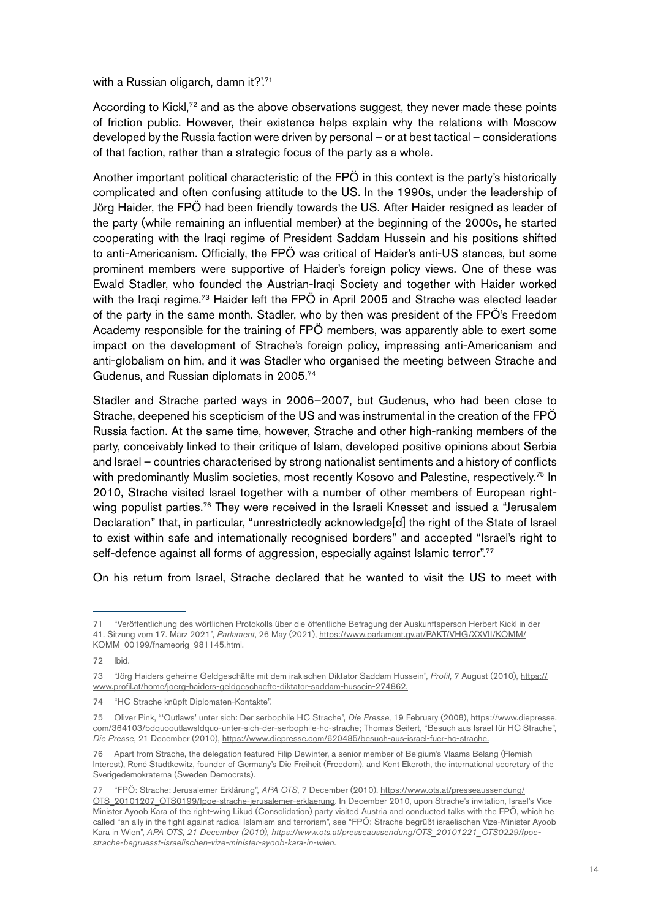with a Russian oligarch, damn it?'.[71]

According to Kickl,[72] and as the above observations suggest, they never made these points of friction public. However, their existence helps explain why the relations with Moscow developed by the Russia faction were driven by personal – or at best tactical – considerations of that faction, rather than a strategic focus of the party as a whole.

Another important political characteristic of the FPÖ in this context is the party's historically complicated and often confusing attitude to the US. In the 1990s, under the leadership of Jörg Haider, the FPÖ had been friendly towards the US. After Haider resigned as leader of the party (while remaining an influential member) at the beginning of the 2000s, he started cooperating with the Iraqi regime of President Saddam Hussein and his positions shifted to anti-Americanism. Officially, the FPÖ was critical of Haider's anti-US stances, but some prominent members were supportive of Haider's foreign policy views. One of these was Ewald Stadler, who founded the Austrian-Iraqi Society and together with Haider worked with the Iraqi regime.[73] Haider left the FPÖ in April 2005 and Strache was elected leader of the party in the same month. Stadler, who by then was president of the FPÖ's Freedom Academy responsible for the training of FPÖ members, was apparently able to exert some impact on the development of Strache's foreign policy, impressing anti-Americanism and anti-globalism on him, and it was Stadler who organised the meeting between Strache and Gudenus, and Russian diplomats in 2005.[74]

Stadler and Strache parted ways in 2006–2007, but Gudenus, who had been close to Strache, deepened his scepticism of the US and was instrumental in the creation of the FPÖ Russia faction. At the same time, however, Strache and other high-ranking members of the party, conceivably linked to their critique of Islam, developed positive opinions about Serbia and Israel – countries characterised by strong nationalist sentiments and a history of conflicts with predominantly Muslim societies, most recently Kosovo and Palestine, respectively.[75] In 2010, Strache visited Israel together with a number of other members of European right-wing populist parties.[76] They were received in the Israeli Knesset and issued a "Jerusalem Declaration" that, in particular, "unrestrictedly acknowledge[d] the right of the State of Israel to exist within safe and internationally recognised borders" and accepted "Israel's right to self-defence against all forms of aggression, especially against Islamic terror".[77]

On his return from Israel, Strache declared that he wanted to visit the US to meet with

---

71 "Veröffentlichung des wörtlichen Protokolls über die öffentliche Befragung der Auskunftsperson Herbert Kickl in der 41. Sitzung vom 17. März 2021", *Parlament*, 26 May (2021), https://www.parlament.gv.at/PAKT/VHG/XXVII/KOMM/KOMM_00199/fnameorig_981145.html.

72 Ibid.

73 "Jörg Haiders geheime Geldgeschäfte mit dem irakischen Diktator Saddam Hussein", *Profil*, 7 August (2010), https://www.profil.at/home/joerg-haiders-geldgeschaefte-diktator-saddam-hussein-274862.

74 "HC Strache knüpft Diplomaten-Kontakte".

75 Oliver Pink, "'Outlaws' unter sich: Der serbophile HC Strache", *Die Presse*, 19 February (2008), https://www.diepresse.com/364103/bdquooutlawsldquo-unter-sich-der-serbophile-hc-strache; Thomas Seifert, "Besuch aus Israel für HC Strache", *Die Presse*, 21 December (2010), https://www.diepresse.com/620485/besuch-aus-israel-fuer-hc-strache.

76 Apart from Strache, the delegation featured Filip Dewinter, a senior member of Belgium's Vlaams Belang (Flemish Interest), René Stadtkewitz, founder of Germany's Die Freiheit (Freedom), and Kent Ekeroth, the international secretary of the Sverigedemokraterna (Sweden Democrats).

77 "FPÖ: Strache: Jerusalemer Erklärung", *APA OTS*, 7 December (2010), https://www.ots.at/presseaussendung/OTS_20101207_OTS0199/fpoe-strache-jerusalemer-erklaerung. In December 2010, upon Strache's invitation, Israel's Vice Minister Ayoob Kara of the right-wing Likud (Consolidation) party visited Austria and conducted talks with the FPÖ, which he called "an ally in the fight against radical Islamism and terrorism", see "FPÖ: Strache begrüßt israelischen Vize-Minister Ayoob Kara in Wien", *APA OTS, 21 December (2010), https://www.ots.at/presseaussendung/OTS_20101221_OTS0229/fpoe-strache-begruesst-israelischen-vize-minister-ayoob-kara-in-wien.*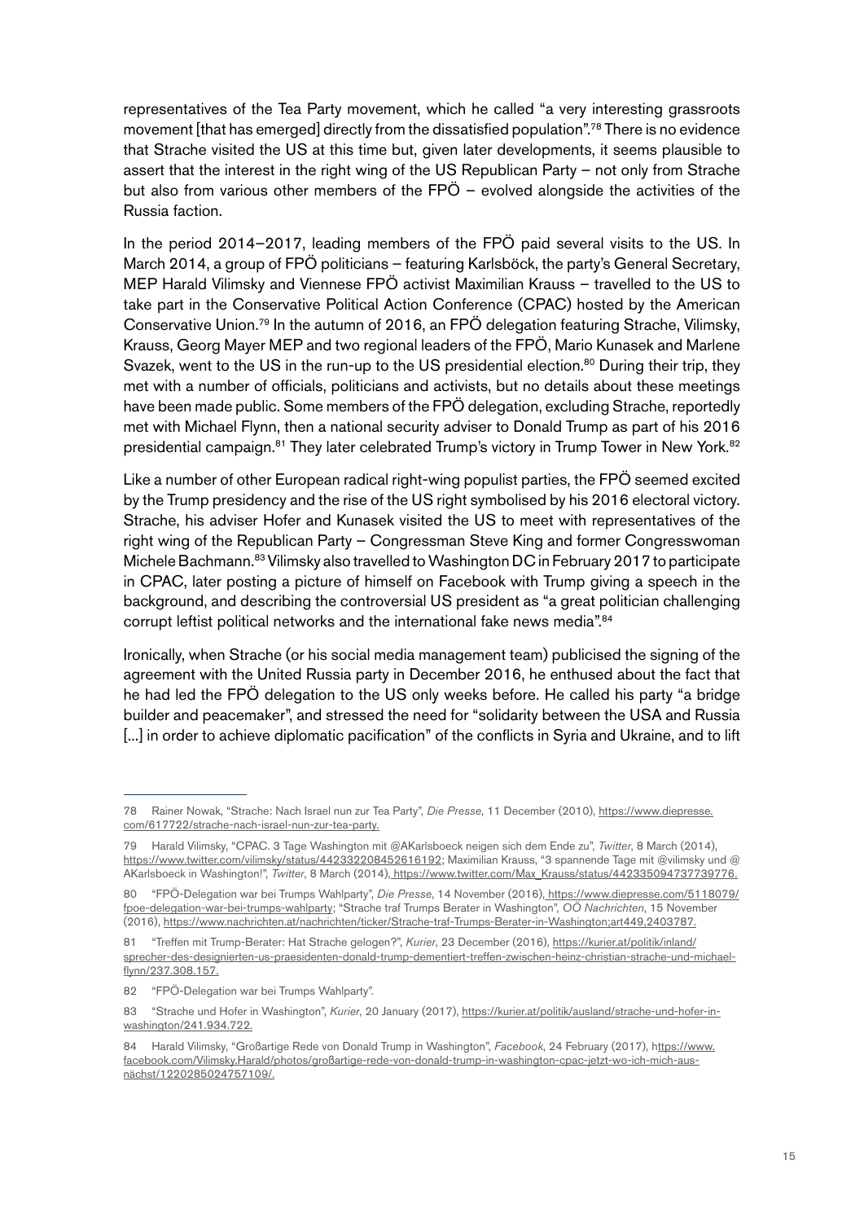representatives of the Tea Party movement, which he called "a very interesting grassroots movement [that has emerged] directly from the dissatisfied population".[78] There is no evidence that Strache visited the US at this time but, given later developments, it seems plausible to assert that the interest in the right wing of the US Republican Party – not only from Strache but also from various other members of the FPÖ – evolved alongside the activities of the Russia faction.

In the period 2014–2017, leading members of the FPÖ paid several visits to the US. In March 2014, a group of FPÖ politicians – featuring Karlsböck, the party's General Secretary, MEP Harald Vilimsky and Viennese FPÖ activist Maximilian Krauss – travelled to the US to take part in the Conservative Political Action Conference (CPAC) hosted by the American Conservative Union.[79] In the autumn of 2016, an FPÖ delegation featuring Strache, Vilimsky, Krauss, Georg Mayer MEP and two regional leaders of the FPÖ, Mario Kunasek and Marlene Svazek, went to the US in the run-up to the US presidential election.[80] During their trip, they met with a number of officials, politicians and activists, but no details about these meetings have been made public. Some members of the FPÖ delegation, excluding Strache, reportedly met with Michael Flynn, then a national security adviser to Donald Trump as part of his 2016 presidential campaign.[81] They later celebrated Trump's victory in Trump Tower in New York.[82]

Like a number of other European radical right-wing populist parties, the FPÖ seemed excited by the Trump presidency and the rise of the US right symbolised by his 2016 electoral victory. Strache, his adviser Hofer and Kunasek visited the US to meet with representatives of the right wing of the Republican Party – Congressman Steve King and former Congresswoman Michele Bachmann.[83] Vilimsky also travelled to Washington DC in February 2017 to participate in CPAC, later posting a picture of himself on Facebook with Trump giving a speech in the background, and describing the controversial US president as "a great politician challenging corrupt leftist political networks and the international fake news media".[84]

Ironically, when Strache (or his social media management team) publicised the signing of the agreement with the United Russia party in December 2016, he enthused about the fact that he had led the FPÖ delegation to the US only weeks before. He called his party "a bridge builder and peacemaker", and stressed the need for "solidarity between the USA and Russia [...] in order to achieve diplomatic pacification" of the conflicts in Syria and Ukraine, and to lift

---

78 Rainer Nowak, "Strache: Nach Israel nun zur Tea Party", *Die Presse*, 11 December (2010), https://www.diepresse.com/617722/strache-nach-israel-nun-zur-tea-party.

79 Harald Vilimsky, "CPAC. 3 Tage Washington mit @AKarlsboeck neigen sich dem Ende zu", *Twitter*, 8 March (2014), https://www.twitter.com/vilimsky/status/442332208452616192; Maximilian Krauss, "3 spannende Tage mit @vilimsky und @AKarlsboeck in Washington!", *Twitter*, 8 March (2014), https://www.twitter.com/Max_Krauss/status/442335094737739776.

80 "FPÖ-Delegation war bei Trumps Wahlparty", *Die Presse*, 14 November (2016), https://www.diepresse.com/5118079/fpoe-delegation-war-bei-trumps-wahlparty; "Strache traf Trumps Berater in Washington", *OÖ Nachrichten*, 15 November (2016), https://www.nachrichten.at/nachrichten/ticker/Strache-traf-Trumps-Berater-in-Washington;art449,2403787.

81 "Treffen mit Trump-Berater: Hat Strache gelogen?", *Kurier*, 23 December (2016), https://kurier.at/politik/inland/sprecher-des-designierten-us-praesidenten-donald-trump-dementiert-treffen-zwischen-heinz-christian-strache-und-michael-flynn/237.308.157.

82 "FPÖ-Delegation war bei Trumps Wahlparty".

83 "Strache und Hofer in Washington", *Kurier*, 20 January (2017), https://kurier.at/politik/ausland/strache-und-hofer-in-washington/241.934.722.

84 Harald Vilimsky, "Großartige Rede von Donald Trump in Washington", *Facebook*, 24 February (2017), https://www.facebook.com/Vilimsky.Harald/photos/großartige-rede-von-donald-trump-in-washington-cpac-jetzt-wo-ich-mich-aus-nächst/1220285024757109/.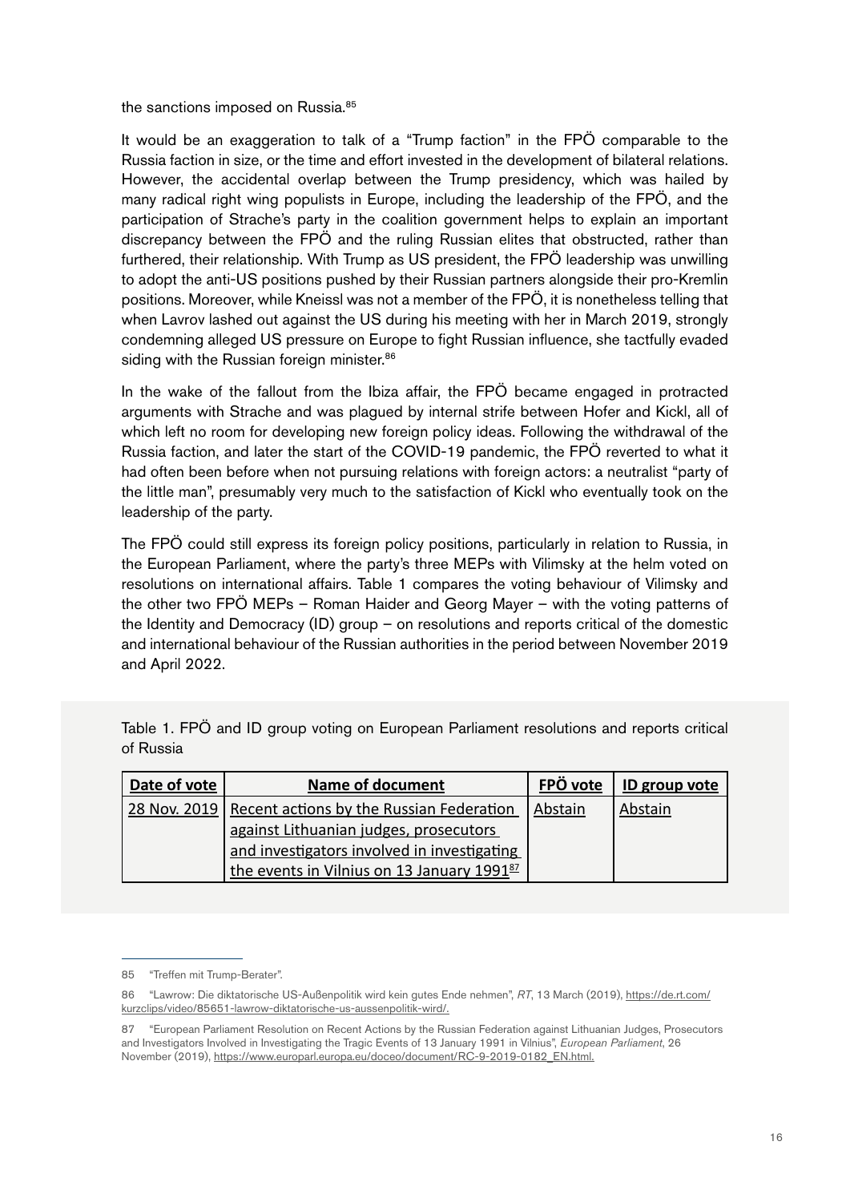the sanctions imposed on Russia.[85]

It would be an exaggeration to talk of a "Trump faction" in the FPÖ comparable to the Russia faction in size, or the time and effort invested in the development of bilateral relations. However, the accidental overlap between the Trump presidency, which was hailed by many radical right wing populists in Europe, including the leadership of the FPÖ, and the participation of Strache's party in the coalition government helps to explain an important discrepancy between the FPÖ and the ruling Russian elites that obstructed, rather than furthered, their relationship. With Trump as US president, the FPÖ leadership was unwilling to adopt the anti-US positions pushed by their Russian partners alongside their pro-Kremlin positions. Moreover, while Kneissl was not a member of the FPÖ, it is nonetheless telling that when Lavrov lashed out against the US during his meeting with her in March 2019, strongly condemning alleged US pressure on Europe to fight Russian influence, she tactfully evaded siding with the Russian foreign minister.[86]

In the wake of the fallout from the Ibiza affair, the FPÖ became engaged in protracted arguments with Strache and was plagued by internal strife between Hofer and Kickl, all of which left no room for developing new foreign policy ideas. Following the withdrawal of the Russia faction, and later the start of the COVID-19 pandemic, the FPÖ reverted to what it had often been before when not pursuing relations with foreign actors: a neutralist "party of the little man", presumably very much to the satisfaction of Kickl who eventually took on the leadership of the party.

The FPÖ could still express its foreign policy positions, particularly in relation to Russia, in the European Parliament, where the party's three MEPs with Vilimsky at the helm voted on resolutions on international affairs. Table 1 compares the voting behaviour of Vilimsky and the other two FPÖ MEPs – Roman Haider and Georg Mayer – with the voting patterns of the Identity and Democracy (ID) group – on resolutions and reports critical of the domestic and international behaviour of the Russian authorities in the period between November 2019 and April 2022.

Table 1. FPÖ and ID group voting on European Parliament resolutions and reports critical of Russia

| Date of vote | Name of document | FPÖ vote | ID group vote |
|---|---|---|---|
| 28 Nov. 2019 | Recent actions by the Russian Federation against Lithuanian judges, prosecutors and investigators involved in investigating the events in Vilnius on 13 January 1991[87] | Abstain | Abstain |

---

85 "Treffen mit Trump-Berater".

86 "Lawrow: Die diktatorische US-Außenpolitik wird kein gutes Ende nehmen", *RT*, 13 March (2019), https://de.rt.com/kurzclips/video/85651-lawrow-diktatorische-us-aussenpolitik-wird/.

87 "European Parliament Resolution on Recent Actions by the Russian Federation against Lithuanian Judges, Prosecutors and Investigators Involved in Investigating the Tragic Events of 13 January 1991 in Vilnius", *European Parliament*, 26 November (2019), https://www.europarl.europa.eu/doceo/document/RC-9-2019-0182_EN.html.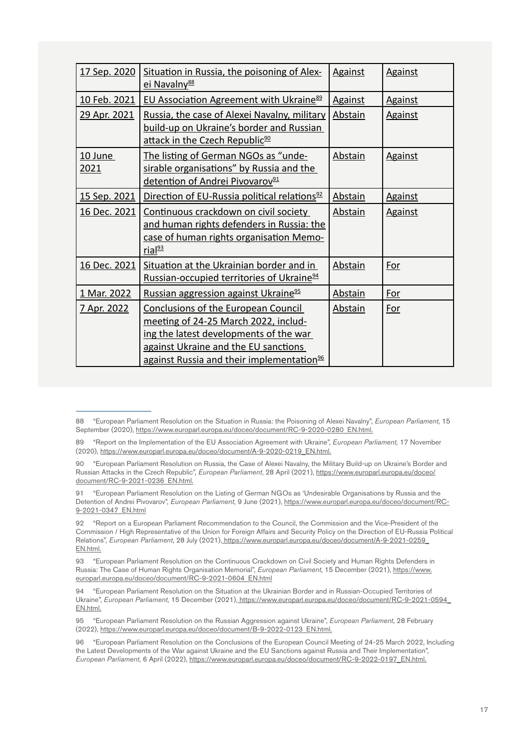| 17 Sep. 2020 | Situation in Russia, the poisoning of Alexei Navalny[88] | Against | Against |
|---|---|---|---|
| 10 Feb. 2021 | EU Association Agreement with Ukraine[89] | Against | Against |
| 29 Apr. 2021 | Russia, the case of Alexei Navalny, military build-up on Ukraine's border and Russian attack in the Czech Republic[90] | Abstain | Against |
| 10 June 2021 | The listing of German NGOs as "undesirable organisations" by Russia and the detention of Andrei Pivovarov[91] | Abstain | Against |
| 15 Sep. 2021 | Direction of EU-Russia political relations[92] | Abstain | Against |
| 16 Dec. 2021 | Continuous crackdown on civil society and human rights defenders in Russia: the case of human rights organisation Memorial[93] | Abstain | Against |
| 16 Dec. 2021 | Situation at the Ukrainian border and in Russian-occupied territories of Ukraine[94] | Abstain | For |
| 1 Mar. 2022 | Russian aggression against Ukraine[95] | Abstain | For |
| 7 Apr. 2022 | Conclusions of the European Council meeting of 24-25 March 2022, including the latest developments of the war against Ukraine and the EU sanctions against Russia and their implementation[96] | Abstain | For |

88 "European Parliament Resolution on the Situation in Russia: the Poisoning of Alexei Navalny", *European Parliament*, 15 September (2020), https://www.europarl.europa.eu/doceo/document/RC-9-2020-0280_EN.html.

89 "Report on the Implementation of the EU Association Agreement with Ukraine", *European Parliament*, 17 November (2020), https://www.europarl.europa.eu/doceo/document/A-9-2020-0219_EN.html.

90 "European Parliament Resolution on Russia, the Case of Alexei Navalny, the Military Build-up on Ukraine's Border and Russian Attacks in the Czech Republic", *European Parliament*, 28 April (2021), https://www.europarl.europa.eu/doceo/document/RC-9-2021-0236_EN.html.

91 "European Parliament Resolution on the Listing of German NGOs as 'Undesirable Organisations by Russia and the Detention of Andrei Pivovarov", *European Parliament*, 9 June (2021), https://www.europarl.europa.eu/doceo/document/RC-9-2021-0347_EN.html

92 "Report on a European Parliament Recommendation to the Council, the Commission and the Vice-President of the Commission / High Representative of the Union for Foreign Affairs and Security Policy on the Direction of EU-Russia Political Relations", *European Parliament*, 28 July (2021), https://www.europarl.europa.eu/doceo/document/A-9-2021-0259_EN.html.

93 "European Parliament Resolution on the Continuous Crackdown on Civil Society and Human Rights Defenders in Russia: The Case of Human Rights Organisation Memorial", *European Parliament*, 15 December (2021), https://www.europarl.europa.eu/doceo/document/RC-9-2021-0604_EN.html

94 "European Parliament Resolution on the Situation at the Ukrainian Border and in Russian-Occupied Territories of Ukraine", *European Parliament*, 15 December (2021), https://www.europarl.europa.eu/doceo/document/RC-9-2021-0594_EN.html.

95 "European Parliament Resolution on the Russian Aggression against Ukraine", *European Parliament*, 28 February (2022), https://www.europarl.europa.eu/doceo/document/B-9-2022-0123_EN.html.

96 "European Parliament Resolution on the Conclusions of the European Council Meeting of 24-25 March 2022, Including the Latest Developments of the War against Ukraine and the EU Sanctions against Russia and Their Implementation", *European Parliament*, 6 April (2022), https://www.europarl.europa.eu/doceo/document/RC-9-2022-0197_EN.html.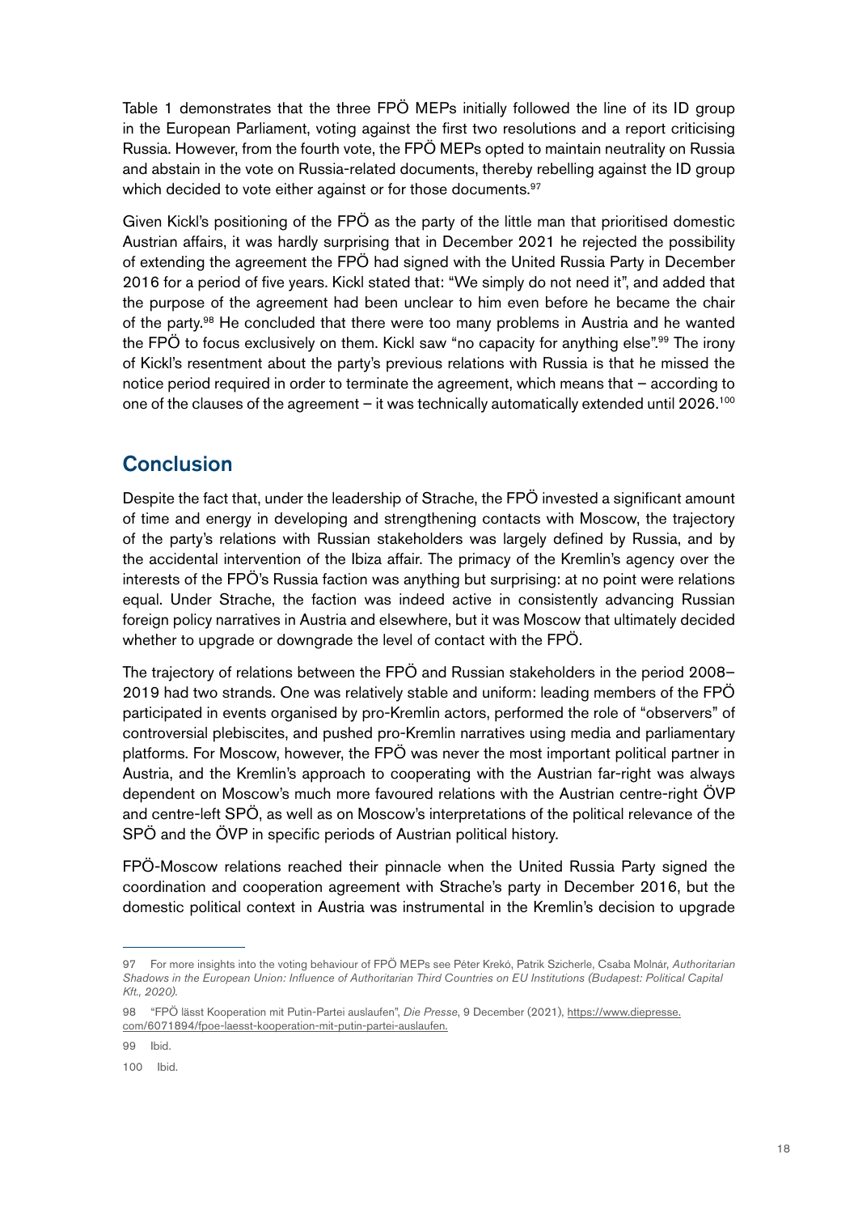Table 1 demonstrates that the three FPÖ MEPs initially followed the line of its ID group in the European Parliament, voting against the first two resolutions and a report criticising Russia. However, from the fourth vote, the FPÖ MEPs opted to maintain neutrality on Russia and abstain in the vote on Russia-related documents, thereby rebelling against the ID group which decided to vote either against or for those documents.[97]

Given Kickl's positioning of the FPÖ as the party of the little man that prioritised domestic Austrian affairs, it was hardly surprising that in December 2021 he rejected the possibility of extending the agreement the FPÖ had signed with the United Russia Party in December 2016 for a period of five years. Kickl stated that: "We simply do not need it", and added that the purpose of the agreement had been unclear to him even before he became the chair of the party.[98] He concluded that there were too many problems in Austria and he wanted the FPÖ to focus exclusively on them. Kickl saw "no capacity for anything else".[99] The irony of Kickl's resentment about the party's previous relations with Russia is that he missed the notice period required in order to terminate the agreement, which means that – according to one of the clauses of the agreement – it was technically automatically extended until 2026.[100]

## Conclusion

Despite the fact that, under the leadership of Strache, the FPÖ invested a significant amount of time and energy in developing and strengthening contacts with Moscow, the trajectory of the party's relations with Russian stakeholders was largely defined by Russia, and by the accidental intervention of the Ibiza affair. The primacy of the Kremlin's agency over the interests of the FPÖ's Russia faction was anything but surprising: at no point were relations equal. Under Strache, the faction was indeed active in consistently advancing Russian foreign policy narratives in Austria and elsewhere, but it was Moscow that ultimately decided whether to upgrade or downgrade the level of contact with the FPÖ.

The trajectory of relations between the FPÖ and Russian stakeholders in the period 2008–2019 had two strands. One was relatively stable and uniform: leading members of the FPÖ participated in events organised by pro-Kremlin actors, performed the role of "observers" of controversial plebiscites, and pushed pro-Kremlin narratives using media and parliamentary platforms. For Moscow, however, the FPÖ was never the most important political partner in Austria, and the Kremlin's approach to cooperating with the Austrian far-right was always dependent on Moscow's much more favoured relations with the Austrian centre-right ÖVP and centre-left SPÖ, as well as on Moscow's interpretations of the political relevance of the SPÖ and the ÖVP in specific periods of Austrian political history.

FPÖ-Moscow relations reached their pinnacle when the United Russia Party signed the coordination and cooperation agreement with Strache's party in December 2016, but the domestic political context in Austria was instrumental in the Kremlin's decision to upgrade

---

97 For more insights into the voting behaviour of FPÖ MEPs see Péter Krekó, Patrik Szicherle, Csaba Molnár, *Authoritarian Shadows in the European Union: Influence of Authoritarian Third Countries on EU Institutions (Budapest: Political Capital Kft., 2020).*

98 "FPÖ lässt Kooperation mit Putin-Partei auslaufen", *Die Presse*, 9 December (2021), https://www.diepresse.com/6071894/fpoe-laesst-kooperation-mit-putin-partei-auslaufen.

99 Ibid.

100 Ibid.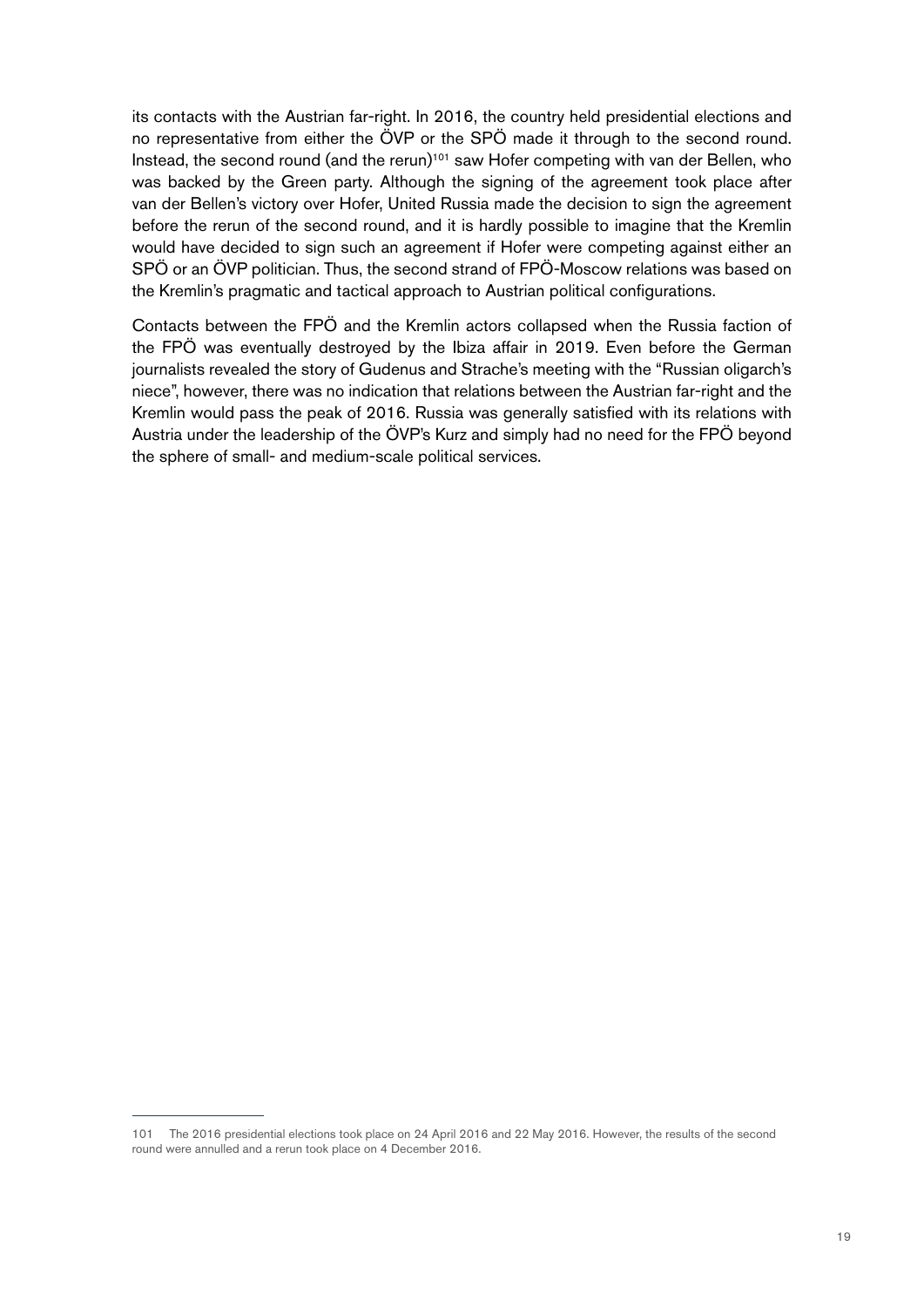its contacts with the Austrian far-right. In 2016, the country held presidential elections and no representative from either the ÖVP or the SPÖ made it through to the second round. Instead, the second round (and the rerun)[101] saw Hofer competing with van der Bellen, who was backed by the Green party. Although the signing of the agreement took place after van der Bellen's victory over Hofer, United Russia made the decision to sign the agreement before the rerun of the second round, and it is hardly possible to imagine that the Kremlin would have decided to sign such an agreement if Hofer were competing against either an SPÖ or an ÖVP politician. Thus, the second strand of FPÖ-Moscow relations was based on the Kremlin's pragmatic and tactical approach to Austrian political configurations.

Contacts between the FPÖ and the Kremlin actors collapsed when the Russia faction of the FPÖ was eventually destroyed by the Ibiza affair in 2019. Even before the German journalists revealed the story of Gudenus and Strache's meeting with the "Russian oligarch's niece", however, there was no indication that relations between the Austrian far-right and the Kremlin would pass the peak of 2016. Russia was generally satisfied with its relations with Austria under the leadership of the ÖVP's Kurz and simply had no need for the FPÖ beyond the sphere of small- and medium-scale political services.

---

101 The 2016 presidential elections took place on 24 April 2016 and 22 May 2016. However, the results of the second round were annulled and a rerun took place on 4 December 2016.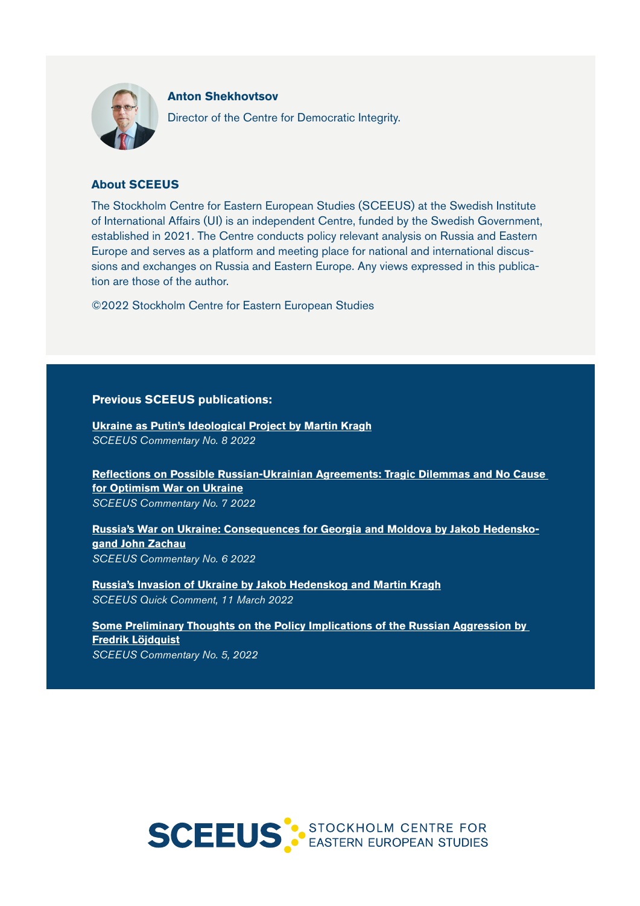**Anton Shekhovtsov**

Director of the Centre for Democratic Integrity.

## About SCEEUS

The Stockholm Centre for Eastern European Studies (SCEEUS) at the Swedish Institute of International Affairs (UI) is an independent Centre, funded by the Swedish Government, established in 2021. The Centre conducts policy relevant analysis on Russia and Eastern Europe and serves as a platform and meeting place for national and international discussions and exchanges on Russia and Eastern Europe. Any views expressed in this publication are those of the author.

©2022 Stockholm Centre for Eastern European Studies

## Previous SCEEUS publications:

**Ukraine as Putin's Ideological Project by Martin Kragh**
*SCEEUS Commentary No. 8 2022*

**Reflections on Possible Russian-Ukrainian Agreements: Tragic Dilemmas and No Cause for Optimism War on Ukraine**
*SCEEUS Commentary No. 7 2022*

**Russia's War on Ukraine: Consequences for Georgia and Moldova by Jakob Hedenskogand John Zachau**
*SCEEUS Commentary No. 6 2022*

**Russia's Invasion of Ukraine by Jakob Hedenskog and Martin Kragh**
*SCEEUS Quick Comment, 11 March 2022*

**Some Preliminary Thoughts on the Policy Implications of the Russian Aggression by Fredrik Löjdquist**
*SCEEUS Commentary No. 5, 2022*

SCEEUS STOCKHOLM CENTRE FOR EASTERN EUROPEAN STUDIES